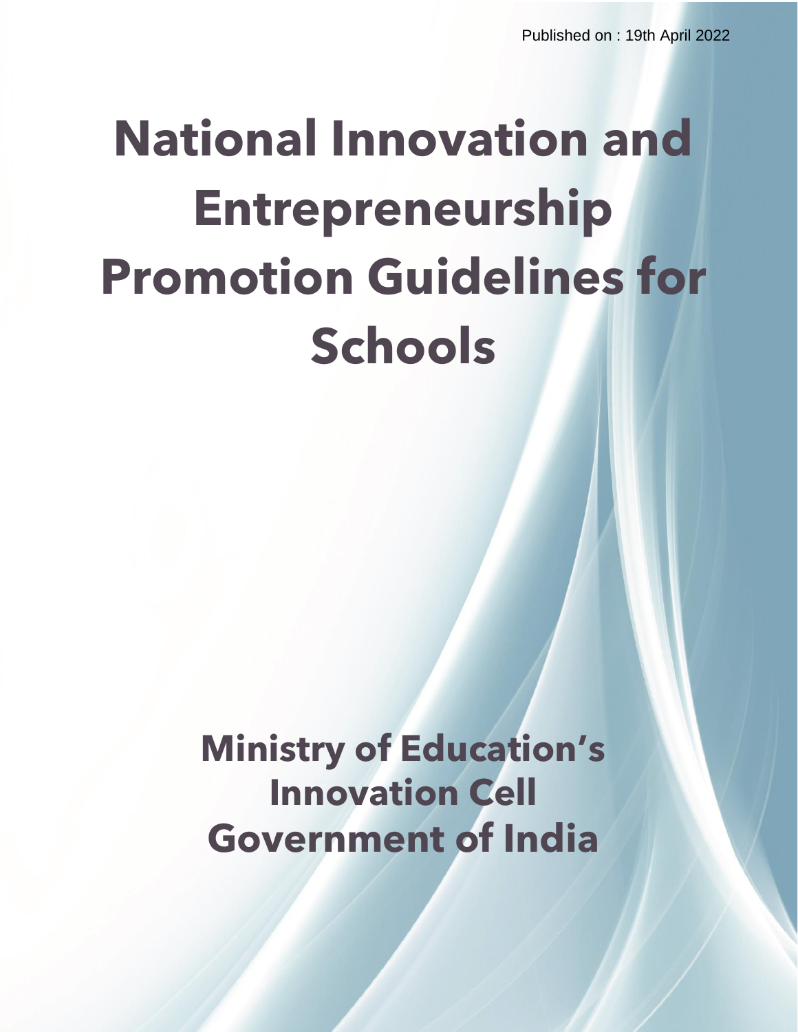Published on : 19th April 2022

# National Innovation and Entrepreneurship Promotion Guidelines for Schools

## Ministry of Education's Innovation Cell Government of India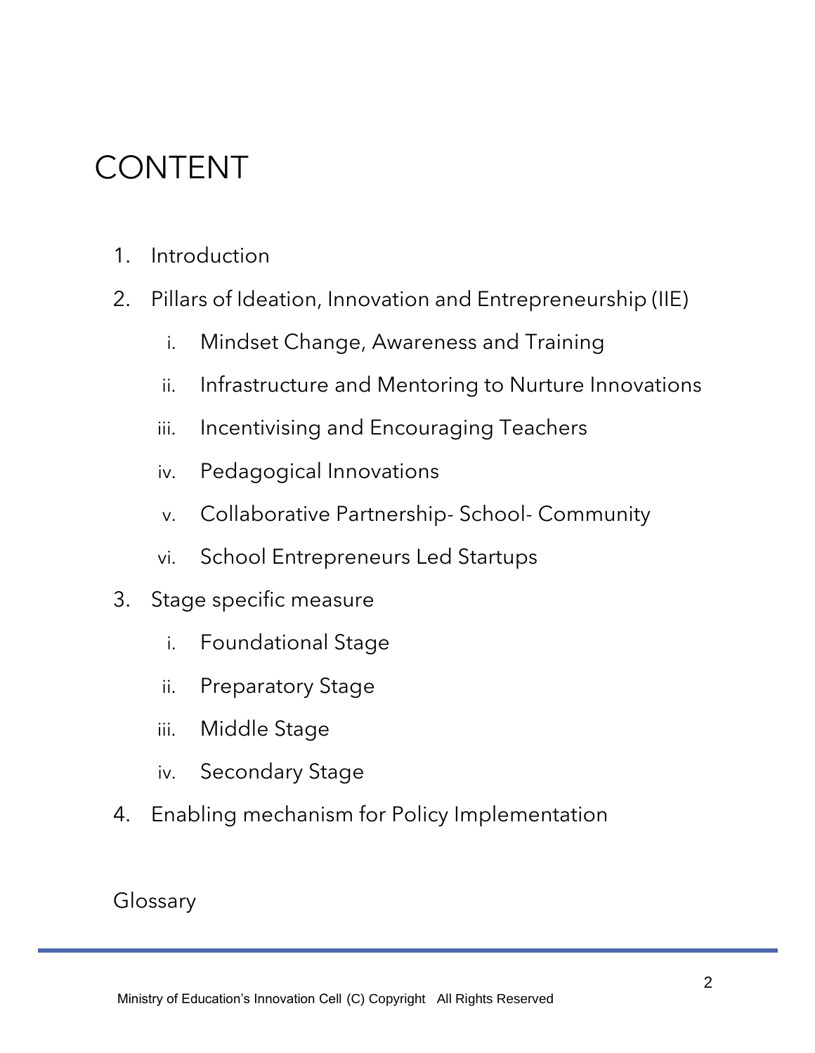# CONTENT

1. Introduction
2. Pillars of Ideation, Innovation and Entrepreneurship (IIE)
   i. Mindset Change, Awareness and Training
   ii. Infrastructure and Mentoring to Nurture Innovations
   iii. Incentivising and Encouraging Teachers
   iv. Pedagogical Innovations
   v. Collaborative Partnership- School- Community
   vi. School Entrepreneurs Led Startups
3. Stage specific measure
   i. Foundational Stage
   ii. Preparatory Stage
   iii. Middle Stage
   iv. Secondary Stage
4. Enabling mechanism for Policy Implementation

Glossary

Ministry of Education's Innovation Cell (C) Copyright All Rights Reserved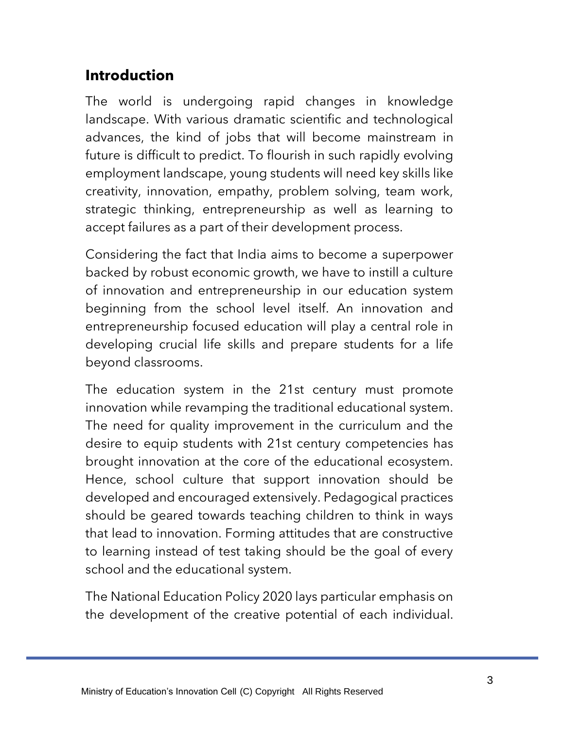## Introduction

The world is undergoing rapid changes in knowledge landscape. With various dramatic scientific and technological advances, the kind of jobs that will become mainstream in future is difficult to predict. To flourish in such rapidly evolving employment landscape, young students will need key skills like creativity, innovation, empathy, problem solving, team work, strategic thinking, entrepreneurship as well as learning to accept failures as a part of their development process.

Considering the fact that India aims to become a superpower backed by robust economic growth, we have to instill a culture of innovation and entrepreneurship in our education system beginning from the school level itself. An innovation and entrepreneurship focused education will play a central role in developing crucial life skills and prepare students for a life beyond classrooms.

The education system in the 21st century must promote innovation while revamping the traditional educational system. The need for quality improvement in the curriculum and the desire to equip students with 21st century competencies has brought innovation at the core of the educational ecosystem. Hence, school culture that support innovation should be developed and encouraged extensively. Pedagogical practices should be geared towards teaching children to think in ways that lead to innovation. Forming attitudes that are constructive to learning instead of test taking should be the goal of every school and the educational system.

The National Education Policy 2020 lays particular emphasis on the development of the creative potential of each individual.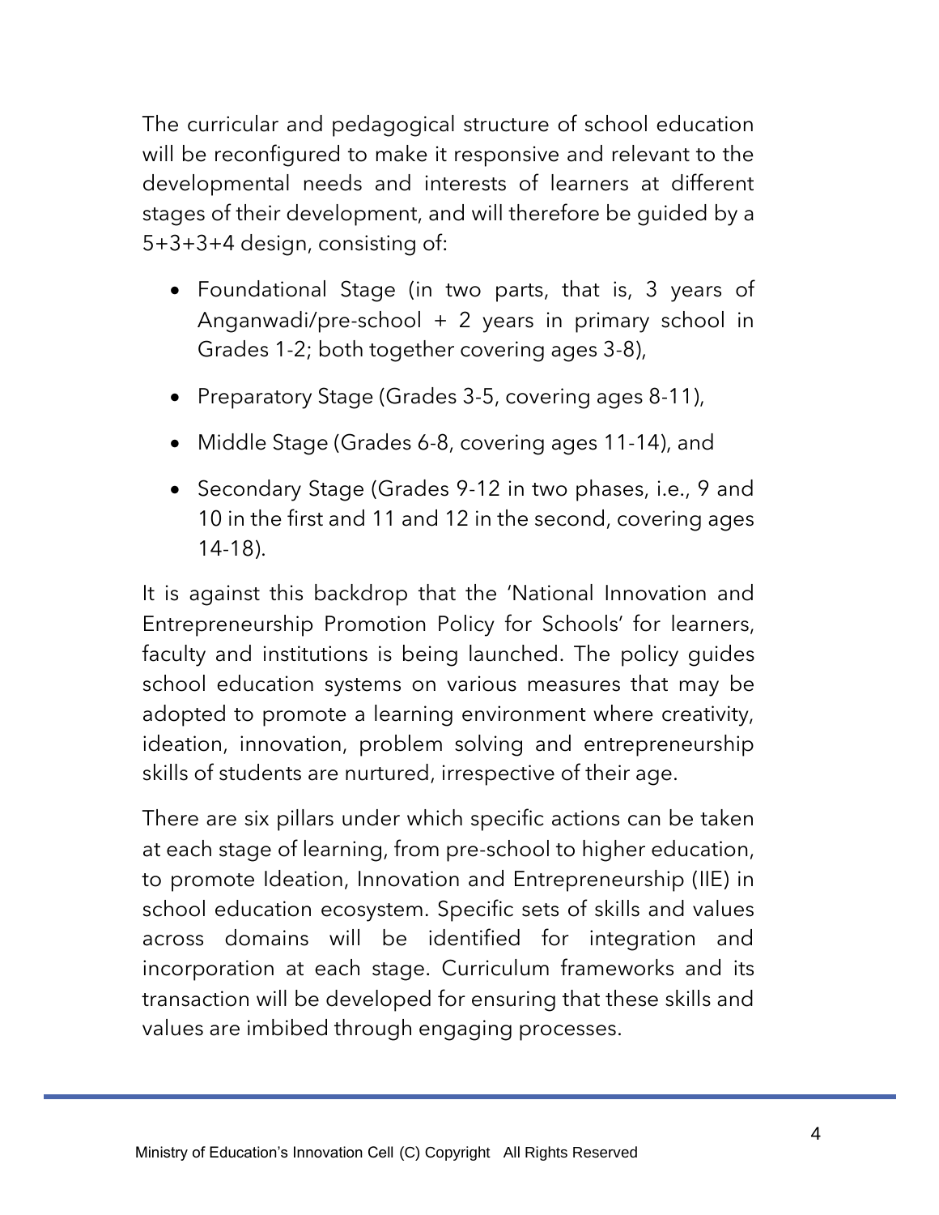The curricular and pedagogical structure of school education will be reconfigured to make it responsive and relevant to the developmental needs and interests of learners at different stages of their development, and will therefore be guided by a 5+3+3+4 design, consisting of:

- Foundational Stage (in two parts, that is, 3 years of Anganwadi/pre-school + 2 years in primary school in Grades 1-2; both together covering ages 3-8),
- Preparatory Stage (Grades 3-5, covering ages 8-11),
- Middle Stage (Grades 6-8, covering ages 11-14), and
- Secondary Stage (Grades 9-12 in two phases, i.e., 9 and 10 in the first and 11 and 12 in the second, covering ages 14-18).

It is against this backdrop that the 'National Innovation and Entrepreneurship Promotion Policy for Schools' for learners, faculty and institutions is being launched. The policy guides school education systems on various measures that may be adopted to promote a learning environment where creativity, ideation, innovation, problem solving and entrepreneurship skills of students are nurtured, irrespective of their age.

There are six pillars under which specific actions can be taken at each stage of learning, from pre-school to higher education, to promote Ideation, Innovation and Entrepreneurship (IIE) in school education ecosystem. Specific sets of skills and values across domains will be identified for integration and incorporation at each stage. Curriculum frameworks and its transaction will be developed for ensuring that these skills and values are imbibed through engaging processes.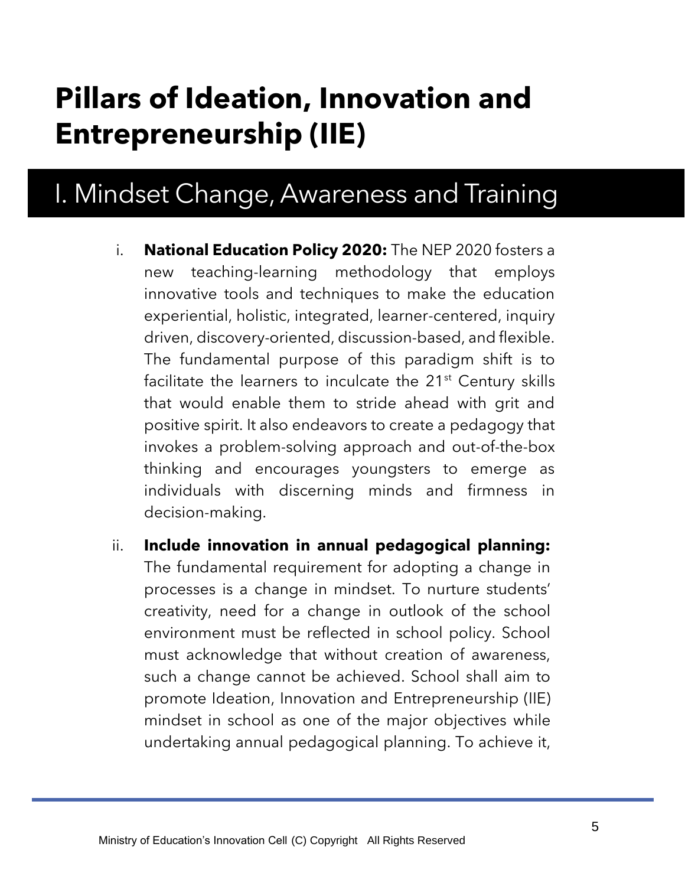# Pillars of Ideation, Innovation and Entrepreneurship (IIE)

## I. Mindset Change, Awareness and Training

i. **National Education Policy 2020:** The NEP 2020 fosters a new teaching-learning methodology that employs innovative tools and techniques to make the education experiential, holistic, integrated, learner-centered, inquiry driven, discovery-oriented, discussion-based, and flexible. The fundamental purpose of this paradigm shift is to facilitate the learners to inculcate the 21st Century skills that would enable them to stride ahead with grit and positive spirit. It also endeavors to create a pedagogy that invokes a problem-solving approach and out-of-the-box thinking and encourages youngsters to emerge as individuals with discerning minds and firmness in decision-making.

ii. **Include innovation in annual pedagogical planning:** The fundamental requirement for adopting a change in processes is a change in mindset. To nurture students' creativity, need for a change in outlook of the school environment must be reflected in school policy. School must acknowledge that without creation of awareness, such a change cannot be achieved. School shall aim to promote Ideation, Innovation and Entrepreneurship (IIE) mindset in school as one of the major objectives while undertaking annual pedagogical planning. To achieve it,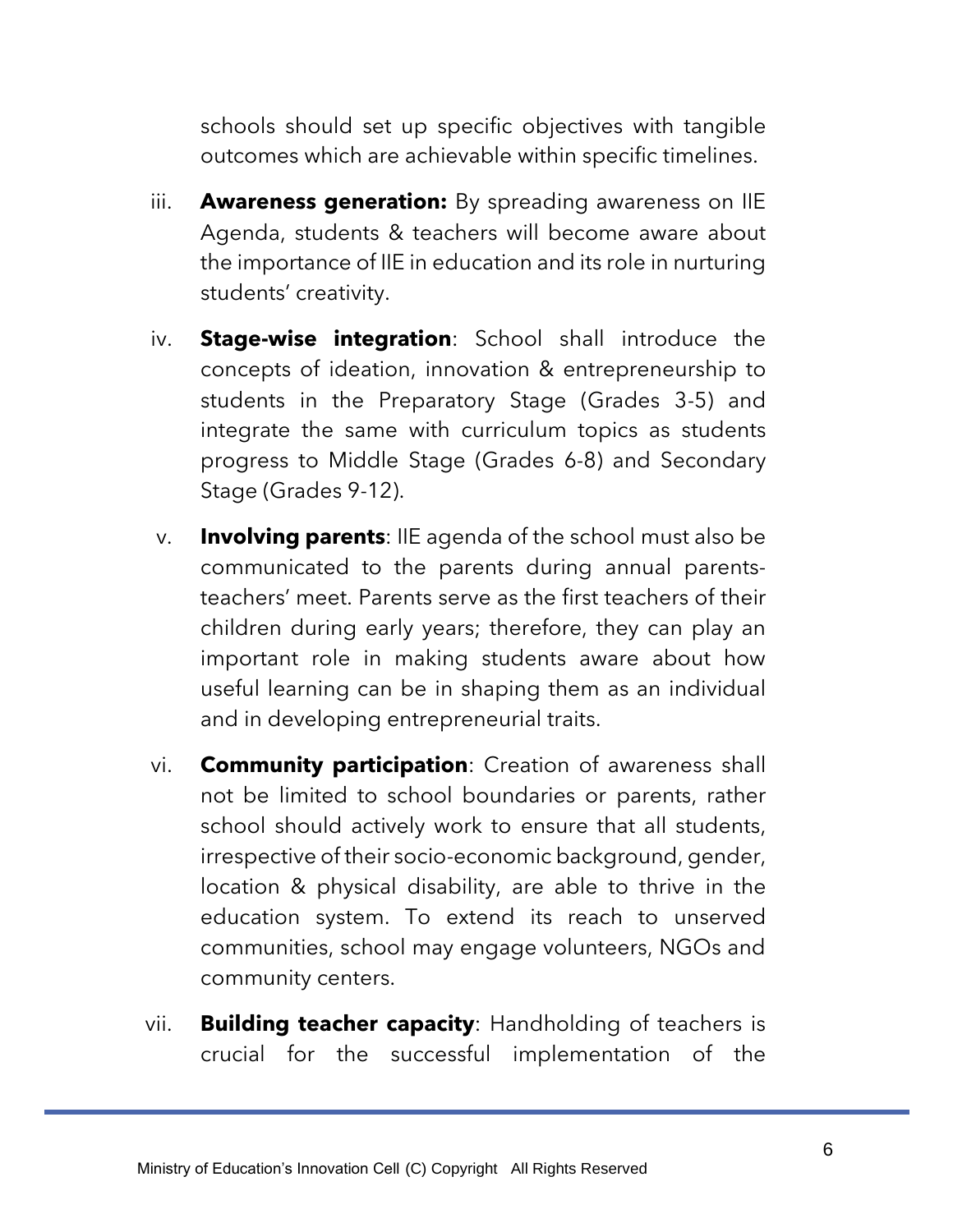schools should set up specific objectives with tangible outcomes which are achievable within specific timelines.

iii. **Awareness generation:** By spreading awareness on IIE Agenda, students & teachers will become aware about the importance of IIE in education and its role in nurturing students' creativity.

iv. **Stage-wise integration**: School shall introduce the concepts of ideation, innovation & entrepreneurship to students in the Preparatory Stage (Grades 3-5) and integrate the same with curriculum topics as students progress to Middle Stage (Grades 6-8) and Secondary Stage (Grades 9-12).

v. **Involving parents**: IIE agenda of the school must also be communicated to the parents during annual parents-teachers' meet. Parents serve as the first teachers of their children during early years; therefore, they can play an important role in making students aware about how useful learning can be in shaping them as an individual and in developing entrepreneurial traits.

vi. **Community participation**: Creation of awareness shall not be limited to school boundaries or parents, rather school should actively work to ensure that all students, irrespective of their socio-economic background, gender, location & physical disability, are able to thrive in the education system. To extend its reach to unserved communities, school may engage volunteers, NGOs and community centers.

vii. **Building teacher capacity**: Handholding of teachers is crucial for the successful implementation of the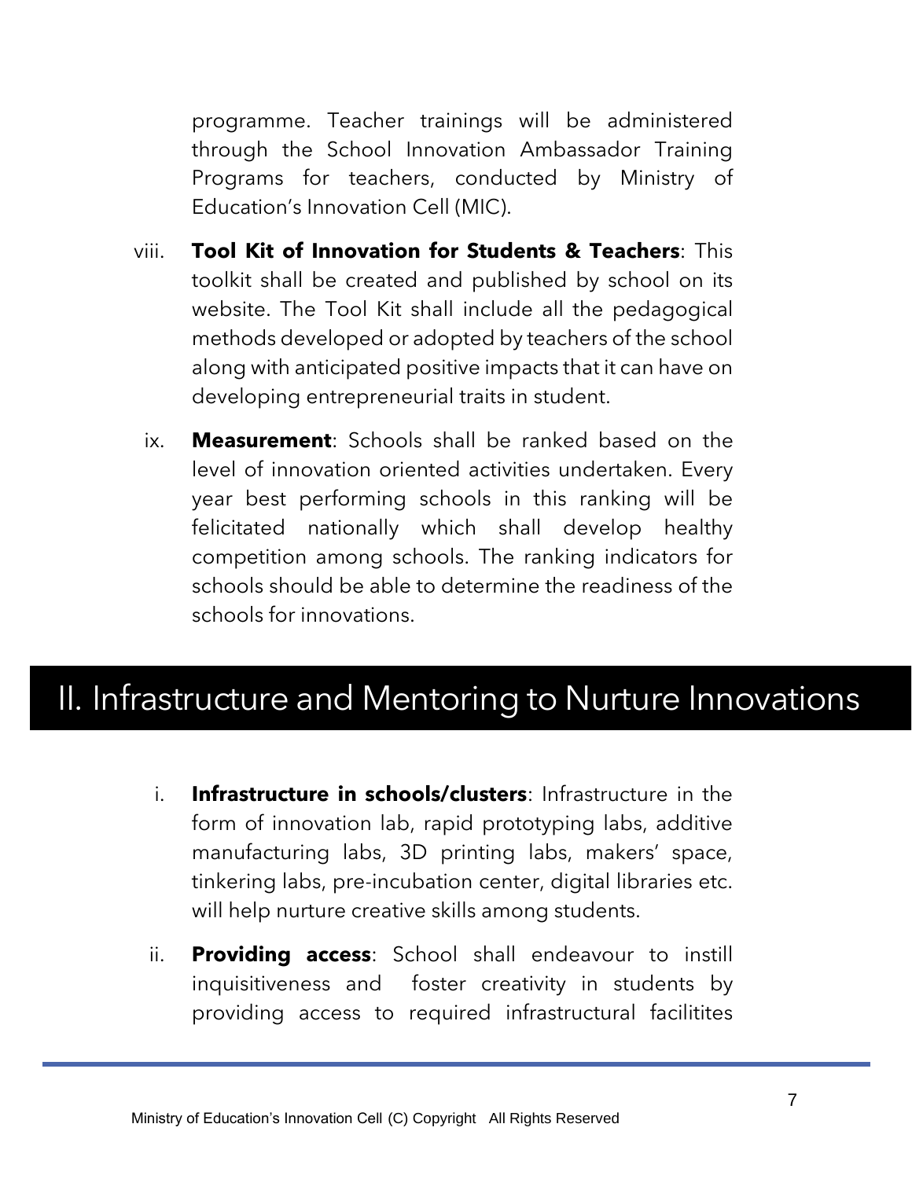programme. Teacher trainings will be administered through the School Innovation Ambassador Training Programs for teachers, conducted by Ministry of Education's Innovation Cell (MIC).

viii. **Tool Kit of Innovation for Students & Teachers**: This toolkit shall be created and published by school on its website. The Tool Kit shall include all the pedagogical methods developed or adopted by teachers of the school along with anticipated positive impacts that it can have on developing entrepreneurial traits in student.

ix. **Measurement**: Schools shall be ranked based on the level of innovation oriented activities undertaken. Every year best performing schools in this ranking will be felicitated nationally which shall develop healthy competition among schools. The ranking indicators for schools should be able to determine the readiness of the schools for innovations.

# II. Infrastructure and Mentoring to Nurture Innovations

i. **Infrastructure in schools/clusters**: Infrastructure in the form of innovation lab, rapid prototyping labs, additive manufacturing labs, 3D printing labs, makers' space, tinkering labs, pre-incubation center, digital libraries etc. will help nurture creative skills among students.

ii. **Providing access**: School shall endeavour to instill inquisitiveness and foster creativity in students by providing access to required infrastructural facilitites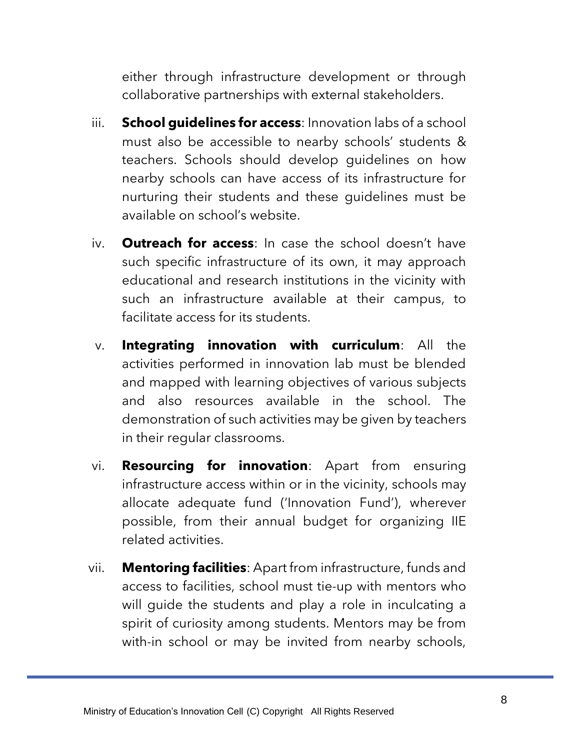either through infrastructure development or through collaborative partnerships with external stakeholders.

iii. **School guidelines for access**: Innovation labs of a school must also be accessible to nearby schools' students & teachers. Schools should develop guidelines on how nearby schools can have access of its infrastructure for nurturing their students and these guidelines must be available on school's website.

iv. **Outreach for access**: In case the school doesn't have such specific infrastructure of its own, it may approach educational and research institutions in the vicinity with such an infrastructure available at their campus, to facilitate access for its students.

v. **Integrating innovation with curriculum**: All the activities performed in innovation lab must be blended and mapped with learning objectives of various subjects and also resources available in the school. The demonstration of such activities may be given by teachers in their regular classrooms.

vi. **Resourcing for innovation**: Apart from ensuring infrastructure access within or in the vicinity, schools may allocate adequate fund ('Innovation Fund'), wherever possible, from their annual budget for organizing IIE related activities.

vii. **Mentoring facilities**: Apart from infrastructure, funds and access to facilities, school must tie-up with mentors who will guide the students and play a role in inculcating a spirit of curiosity among students. Mentors may be from with-in school or may be invited from nearby schools,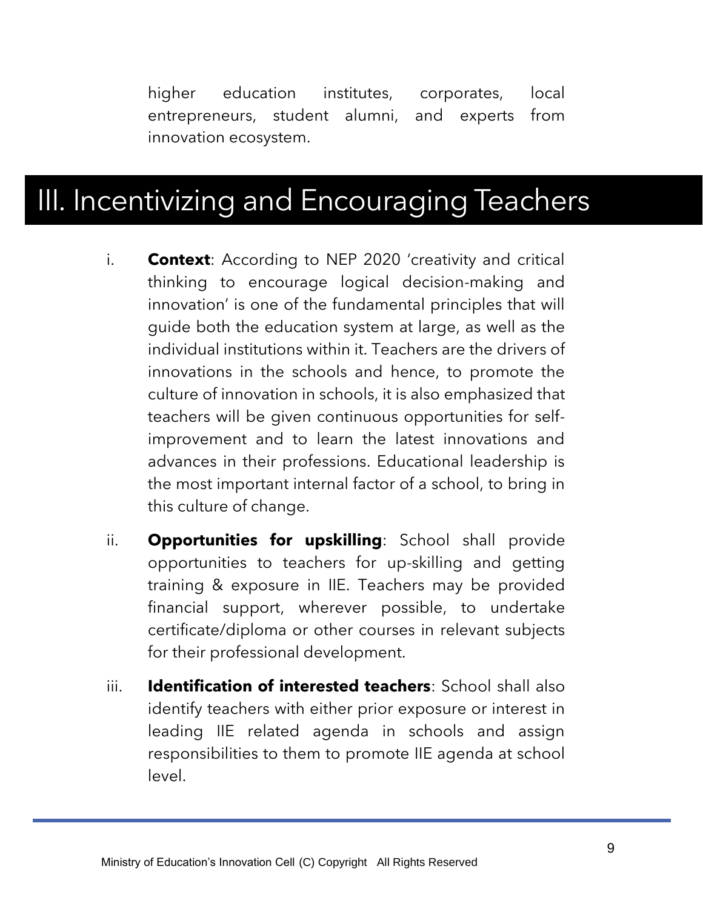higher education institutes, corporates, local entrepreneurs, student alumni, and experts from innovation ecosystem.

# III. Incentivizing and Encouraging Teachers

i. **Context**: According to NEP 2020 'creativity and critical thinking to encourage logical decision-making and innovation' is one of the fundamental principles that will guide both the education system at large, as well as the individual institutions within it. Teachers are the drivers of innovations in the schools and hence, to promote the culture of innovation in schools, it is also emphasized that teachers will be given continuous opportunities for self-improvement and to learn the latest innovations and advances in their professions. Educational leadership is the most important internal factor of a school, to bring in this culture of change.

ii. **Opportunities for upskilling**: School shall provide opportunities to teachers for up-skilling and getting training & exposure in IIE. Teachers may be provided financial support, wherever possible, to undertake certificate/diploma or other courses in relevant subjects for their professional development.

iii. **Identification of interested teachers**: School shall also identify teachers with either prior exposure or interest in leading IIE related agenda in schools and assign responsibilities to them to promote IIE agenda at school level.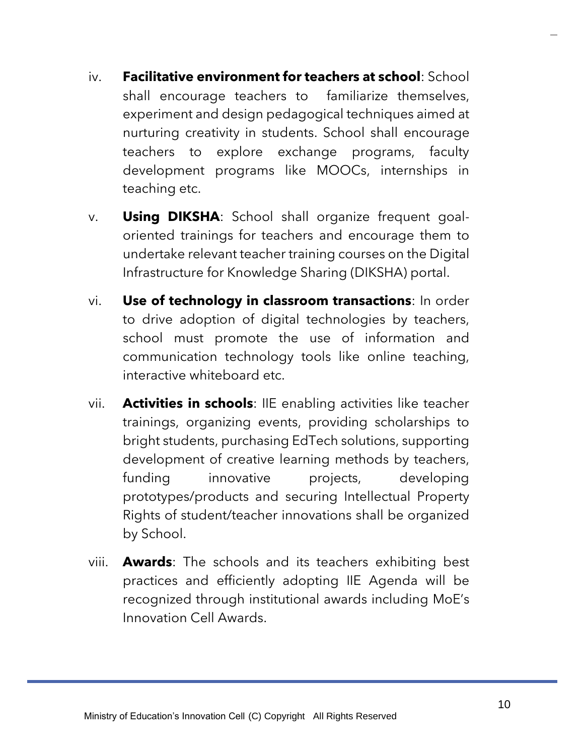iv. **Facilitative environment for teachers at school**: School shall encourage teachers to familiarize themselves, experiment and design pedagogical techniques aimed at nurturing creativity in students. School shall encourage teachers to explore exchange programs, faculty development programs like MOOCs, internships in teaching etc.

v. **Using DIKSHA**: School shall organize frequent goal-oriented trainings for teachers and encourage them to undertake relevant teacher training courses on the Digital Infrastructure for Knowledge Sharing (DIKSHA) portal.

vi. **Use of technology in classroom transactions**: In order to drive adoption of digital technologies by teachers, school must promote the use of information and communication technology tools like online teaching, interactive whiteboard etc.

vii. **Activities in schools**: IIE enabling activities like teacher trainings, organizing events, providing scholarships to bright students, purchasing EdTech solutions, supporting development of creative learning methods by teachers, funding innovative projects, developing prototypes/products and securing Intellectual Property Rights of student/teacher innovations shall be organized by School.

viii. **Awards**: The schools and its teachers exhibiting best practices and efficiently adopting IIE Agenda will be recognized through institutional awards including MoE's Innovation Cell Awards.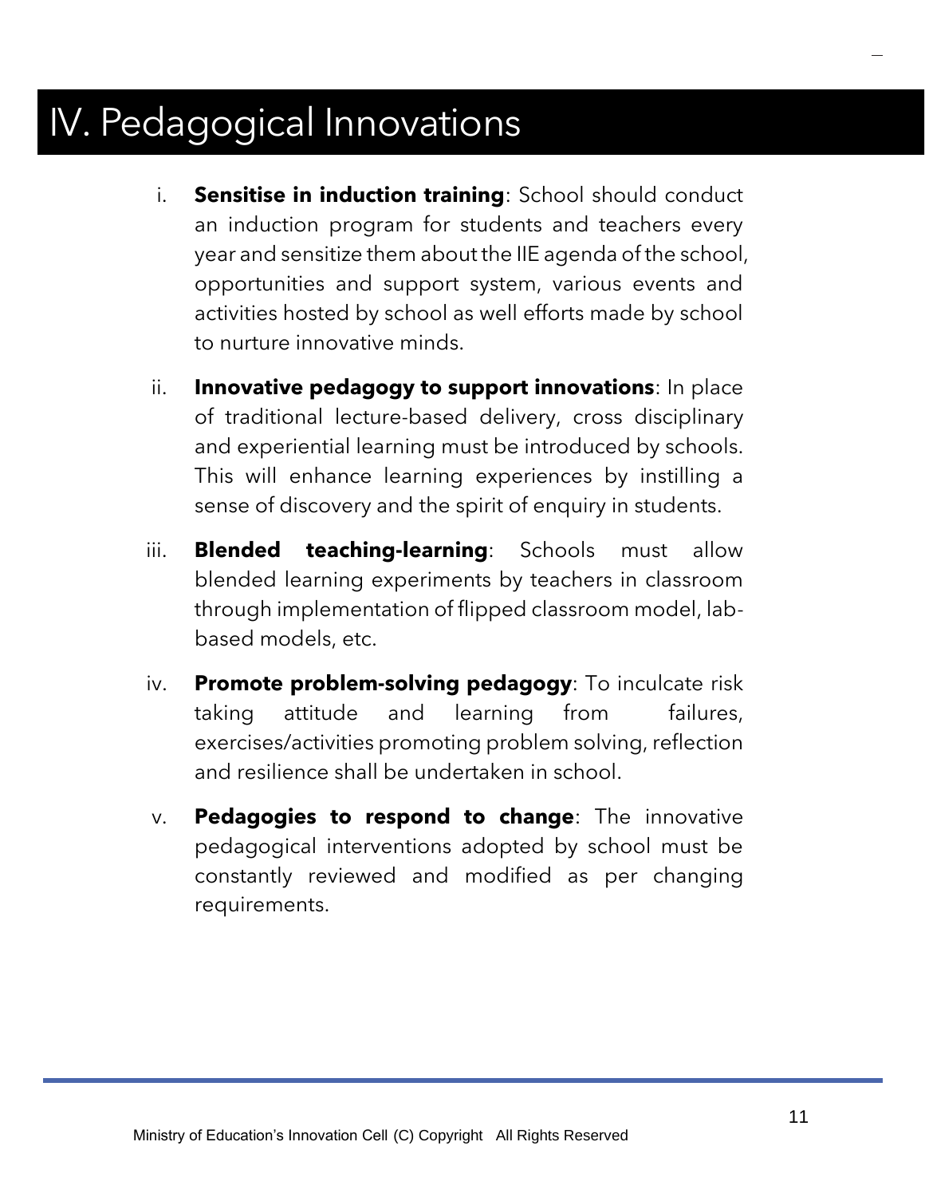# IV. Pedagogical Innovations

i. **Sensitise in induction training**: School should conduct an induction program for students and teachers every year and sensitize them about the IIE agenda of the school, opportunities and support system, various events and activities hosted by school as well efforts made by school to nurture innovative minds.

ii. **Innovative pedagogy to support innovations**: In place of traditional lecture-based delivery, cross disciplinary and experiential learning must be introduced by schools. This will enhance learning experiences by instilling a sense of discovery and the spirit of enquiry in students.

iii. **Blended teaching-learning**: Schools must allow blended learning experiments by teachers in classroom through implementation of flipped classroom model, lab-based models, etc.

iv. **Promote problem-solving pedagogy**: To inculcate risk taking attitude and learning from failures, exercises/activities promoting problem solving, reflection and resilience shall be undertaken in school.

v. **Pedagogies to respond to change**: The innovative pedagogical interventions adopted by school must be constantly reviewed and modified as per changing requirements.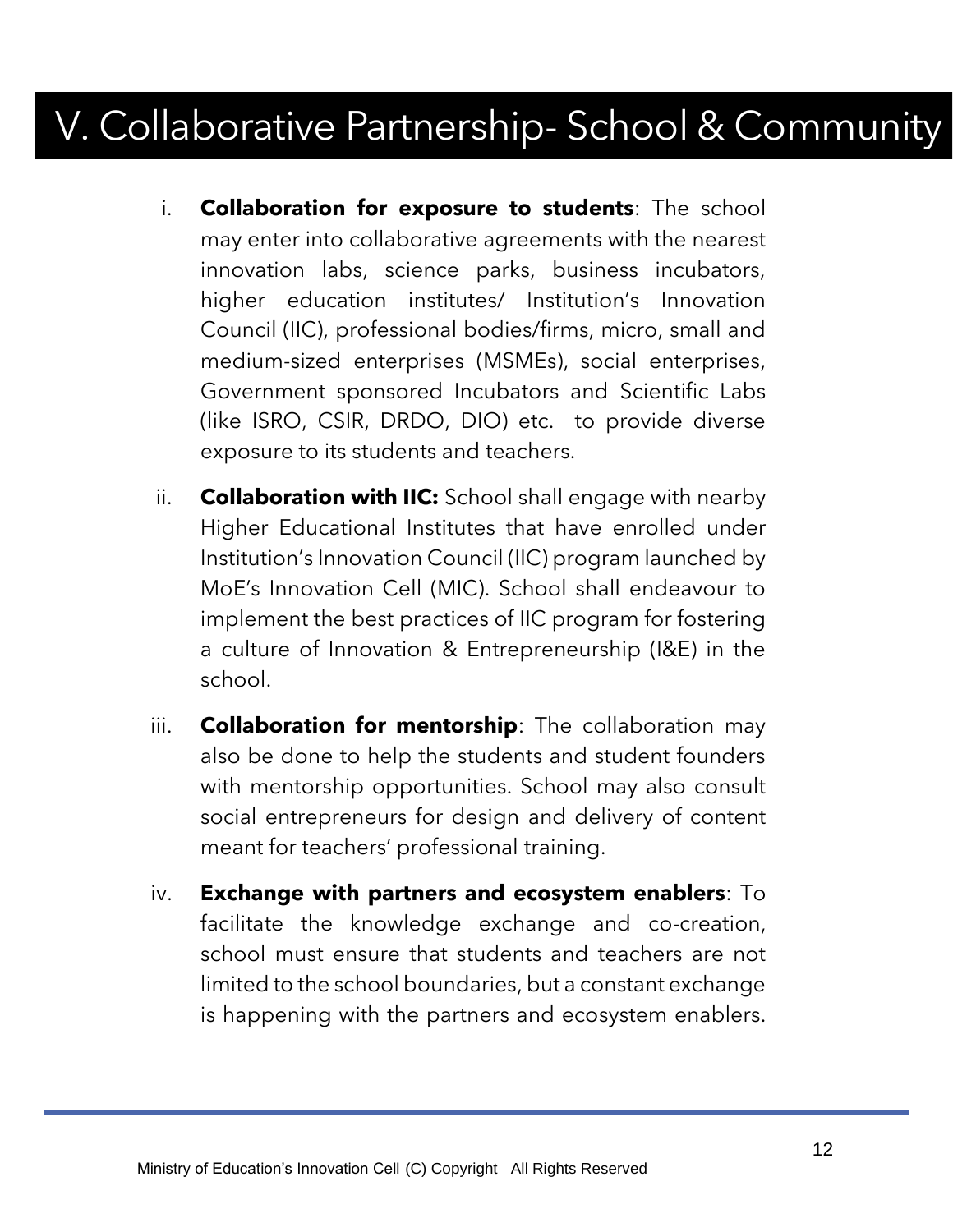# V. Collaborative Partnership- School & Community

i. **Collaboration for exposure to students**: The school may enter into collaborative agreements with the nearest innovation labs, science parks, business incubators, higher education institutes/ Institution's Innovation Council (IIC), professional bodies/firms, micro, small and medium-sized enterprises (MSMEs), social enterprises, Government sponsored Incubators and Scientific Labs (like ISRO, CSIR, DRDO, DIO) etc. to provide diverse exposure to its students and teachers.

ii. **Collaboration with IIC:** School shall engage with nearby Higher Educational Institutes that have enrolled under Institution's Innovation Council (IIC) program launched by MoE's Innovation Cell (MIC). School shall endeavour to implement the best practices of IIC program for fostering a culture of Innovation & Entrepreneurship (I&E) in the school.

iii. **Collaboration for mentorship**: The collaboration may also be done to help the students and student founders with mentorship opportunities. School may also consult social entrepreneurs for design and delivery of content meant for teachers' professional training.

iv. **Exchange with partners and ecosystem enablers**: To facilitate the knowledge exchange and co-creation, school must ensure that students and teachers are not limited to the school boundaries, but a constant exchange is happening with the partners and ecosystem enablers.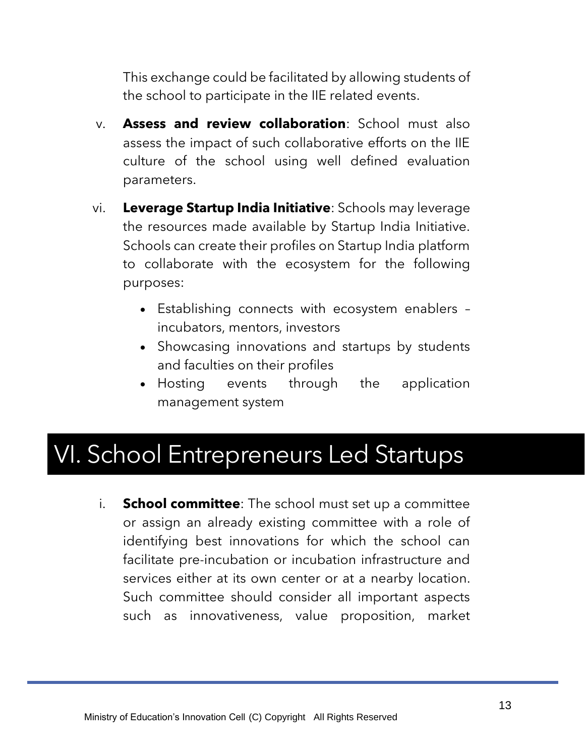This exchange could be facilitated by allowing students of the school to participate in the IIE related events.

v. **Assess and review collaboration**: School must also assess the impact of such collaborative efforts on the IIE culture of the school using well defined evaluation parameters.

vi. **Leverage Startup India Initiative**: Schools may leverage the resources made available by Startup India Initiative. Schools can create their profiles on Startup India platform to collaborate with the ecosystem for the following purposes:

- Establishing connects with ecosystem enablers – incubators, mentors, investors
- Showcasing innovations and startups by students and faculties on their profiles
- Hosting events through the application management system

# VI. School Entrepreneurs Led Startups

i. **School committee**: The school must set up a committee or assign an already existing committee with a role of identifying best innovations for which the school can facilitate pre-incubation or incubation infrastructure and services either at its own center or at a nearby location. Such committee should consider all important aspects such as innovativeness, value proposition, market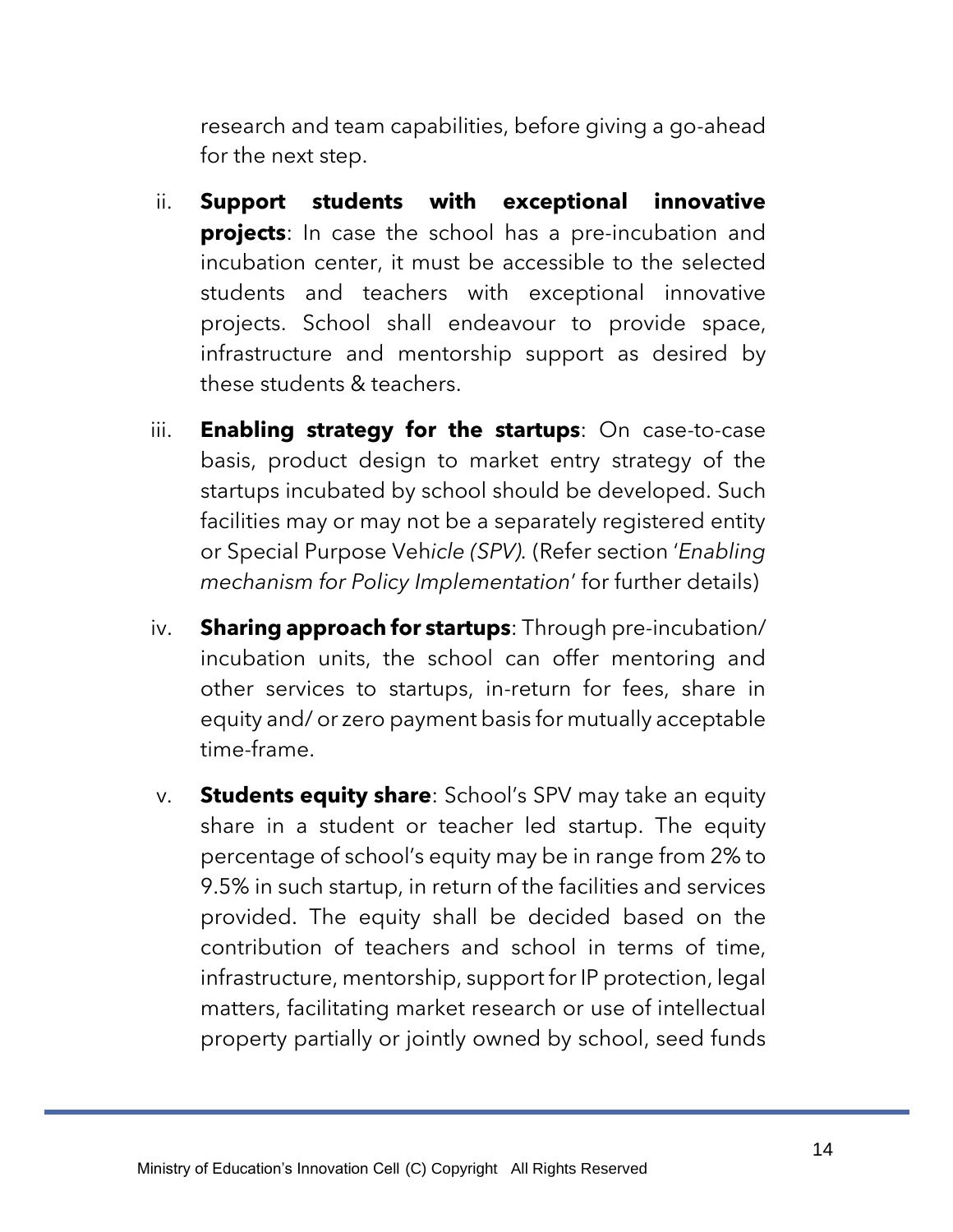research and team capabilities, before giving a go-ahead for the next step.

ii. **Support students with exceptional innovative projects**: In case the school has a pre-incubation and incubation center, it must be accessible to the selected students and teachers with exceptional innovative projects. School shall endeavour to provide space, infrastructure and mentorship support as desired by these students & teachers.

iii. **Enabling strategy for the startups**: On case-to-case basis, product design to market entry strategy of the startups incubated by school should be developed. Such facilities may or may not be a separately registered entity or Special Purpose Veh*icle (SPV)*. (Refer section '*Enabling mechanism for Policy Implementation*' for further details)

iv. **Sharing approach for startups**: Through pre-incubation/ incubation units, the school can offer mentoring and other services to startups, in-return for fees, share in equity and/ or zero payment basis for mutually acceptable time-frame.

v. **Students equity share**: School's SPV may take an equity share in a student or teacher led startup. The equity percentage of school's equity may be in range from 2% to 9.5% in such startup, in return of the facilities and services provided. The equity shall be decided based on the contribution of teachers and school in terms of time, infrastructure, mentorship, support for IP protection, legal matters, facilitating market research or use of intellectual property partially or jointly owned by school, seed funds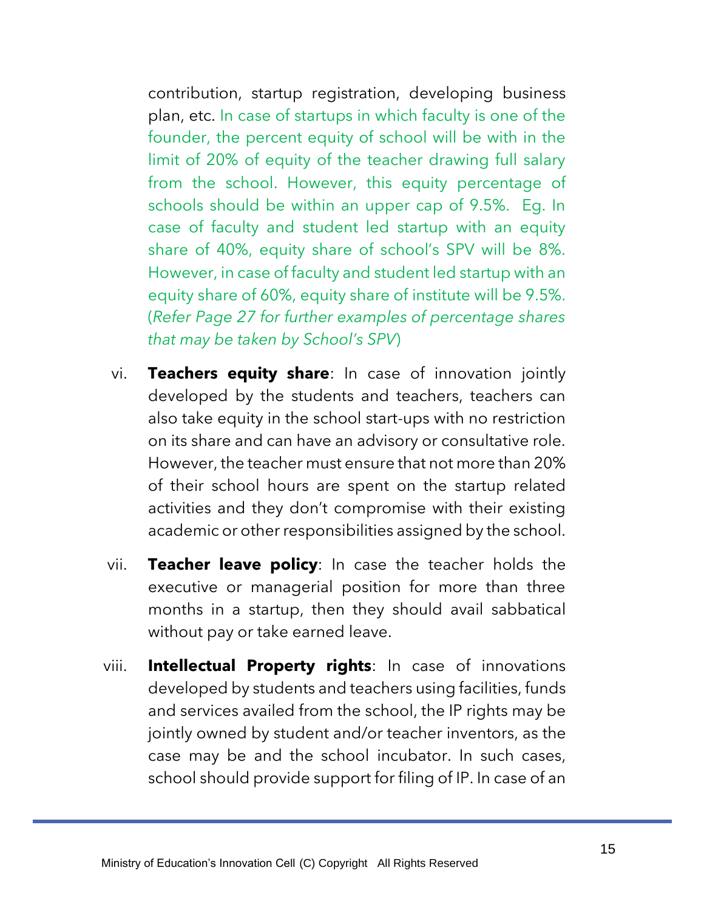contribution, startup registration, developing business plan, etc. In case of startups in which faculty is one of the founder, the percent equity of school will be with in the limit of 20% of equity of the teacher drawing full salary from the school. However, this equity percentage of schools should be within an upper cap of 9.5%. Eg. In case of faculty and student led startup with an equity share of 40%, equity share of school's SPV will be 8%. However, in case of faculty and student led startup with an equity share of 60%, equity share of institute will be 9.5%. (*Refer Page 27 for further examples of percentage shares that may be taken by School's SPV*)

vi. **Teachers equity share**: In case of innovation jointly developed by the students and teachers, teachers can also take equity in the school start-ups with no restriction on its share and can have an advisory or consultative role. However, the teacher must ensure that not more than 20% of their school hours are spent on the startup related activities and they don't compromise with their existing academic or other responsibilities assigned by the school.

vii. **Teacher leave policy**: In case the teacher holds the executive or managerial position for more than three months in a startup, then they should avail sabbatical without pay or take earned leave.

viii. **Intellectual Property rights**: In case of innovations developed by students and teachers using facilities, funds and services availed from the school, the IP rights may be jointly owned by student and/or teacher inventors, as the case may be and the school incubator. In such cases, school should provide support for filing of IP. In case of an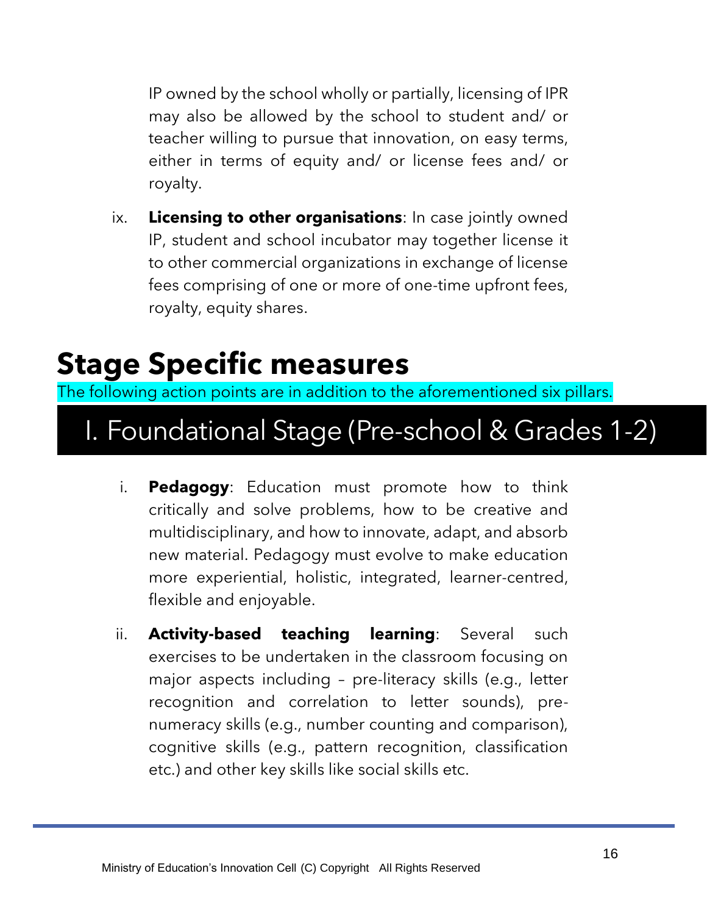IP owned by the school wholly or partially, licensing of IPR may also be allowed by the school to student and/ or teacher willing to pursue that innovation, on easy terms, either in terms of equity and/ or license fees and/ or royalty.

ix. **Licensing to other organisations**: In case jointly owned IP, student and school incubator may together license it to other commercial organizations in exchange of license fees comprising of one or more of one-time upfront fees, royalty, equity shares.

# Stage Specific measures

The following action points are in addition to the aforementioned six pillars.

## I. Foundational Stage (Pre-school & Grades 1-2)

i. **Pedagogy**: Education must promote how to think critically and solve problems, how to be creative and multidisciplinary, and how to innovate, adapt, and absorb new material. Pedagogy must evolve to make education more experiential, holistic, integrated, learner-centred, flexible and enjoyable.

ii. **Activity-based teaching learning**: Several such exercises to be undertaken in the classroom focusing on major aspects including – pre-literacy skills (e.g., letter recognition and correlation to letter sounds), pre-numeracy skills (e.g., number counting and comparison), cognitive skills (e.g., pattern recognition, classification etc.) and other key skills like social skills etc.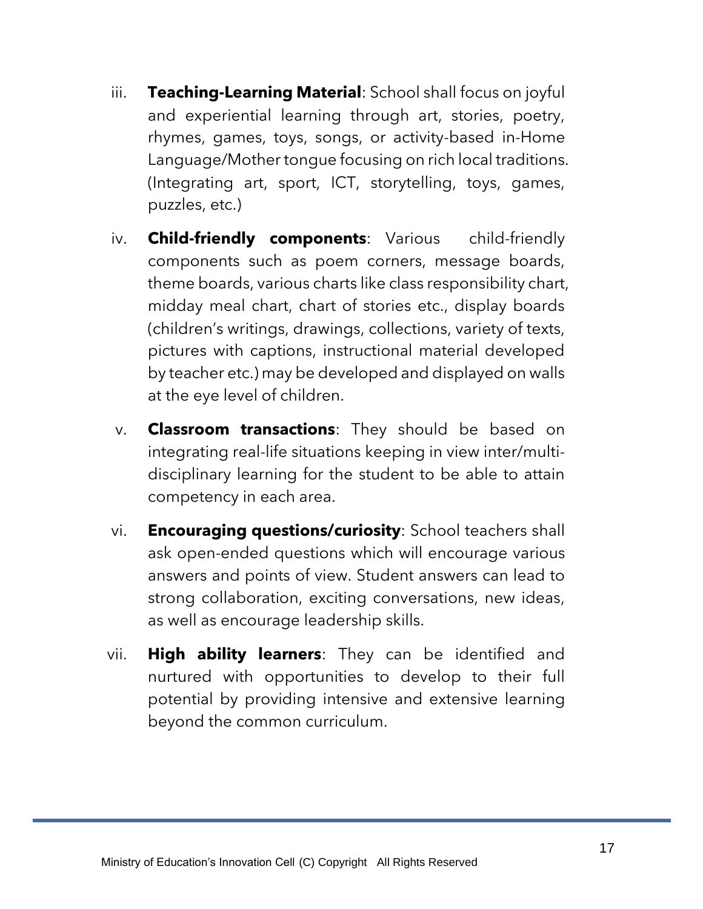iii. **Teaching-Learning Material**: School shall focus on joyful and experiential learning through art, stories, poetry, rhymes, games, toys, songs, or activity-based in-Home Language/Mother tongue focusing on rich local traditions. (Integrating art, sport, ICT, storytelling, toys, games, puzzles, etc.)

iv. **Child-friendly components**: Various child-friendly components such as poem corners, message boards, theme boards, various charts like class responsibility chart, midday meal chart, chart of stories etc., display boards (children's writings, drawings, collections, variety of texts, pictures with captions, instructional material developed by teacher etc.) may be developed and displayed on walls at the eye level of children.

v. **Classroom transactions**: They should be based on integrating real-life situations keeping in view inter/multi-disciplinary learning for the student to be able to attain competency in each area.

vi. **Encouraging questions/curiosity**: School teachers shall ask open-ended questions which will encourage various answers and points of view. Student answers can lead to strong collaboration, exciting conversations, new ideas, as well as encourage leadership skills.

vii. **High ability learners**: They can be identified and nurtured with opportunities to develop to their full potential by providing intensive and extensive learning beyond the common curriculum.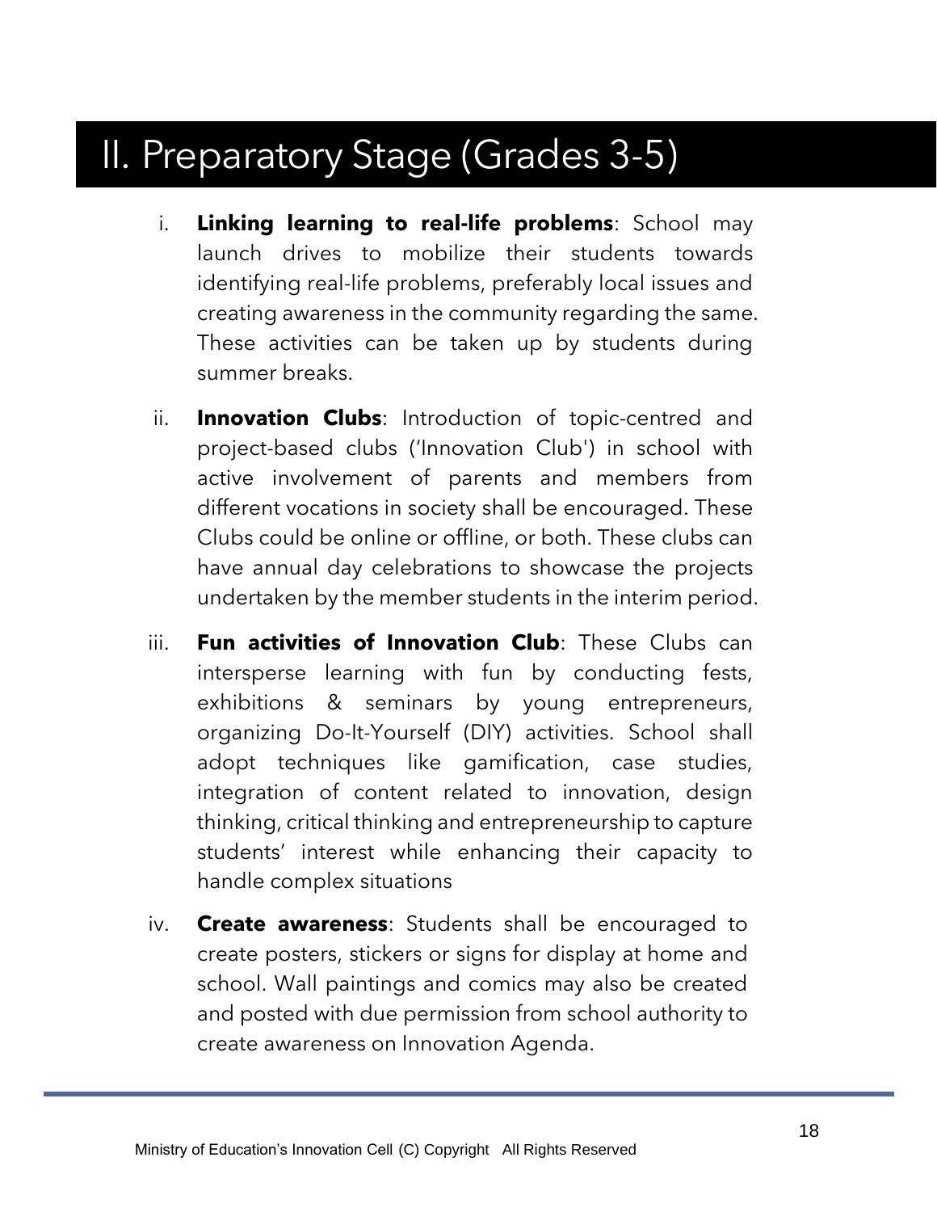# II. Preparatory Stage (Grades 3-5)

i. **Linking learning to real-life problems**: School may launch drives to mobilize their students towards identifying real-life problems, preferably local issues and creating awareness in the community regarding the same. These activities can be taken up by students during summer breaks.

ii. **Innovation Clubs**: Introduction of topic-centred and project-based clubs ('Innovation Club') in school with active involvement of parents and members from different vocations in society shall be encouraged. These Clubs could be online or offline, or both. These clubs can have annual day celebrations to showcase the projects undertaken by the member students in the interim period.

iii. **Fun activities of Innovation Club**: These Clubs can intersperse learning with fun by conducting fests, exhibitions & seminars by young entrepreneurs, organizing Do-It-Yourself (DIY) activities. School shall adopt techniques like gamification, case studies, integration of content related to innovation, design thinking, critical thinking and entrepreneurship to capture students' interest while enhancing their capacity to handle complex situations

iv. **Create awareness**: Students shall be encouraged to create posters, stickers or signs for display at home and school. Wall paintings and comics may also be created and posted with due permission from school authority to create awareness on Innovation Agenda.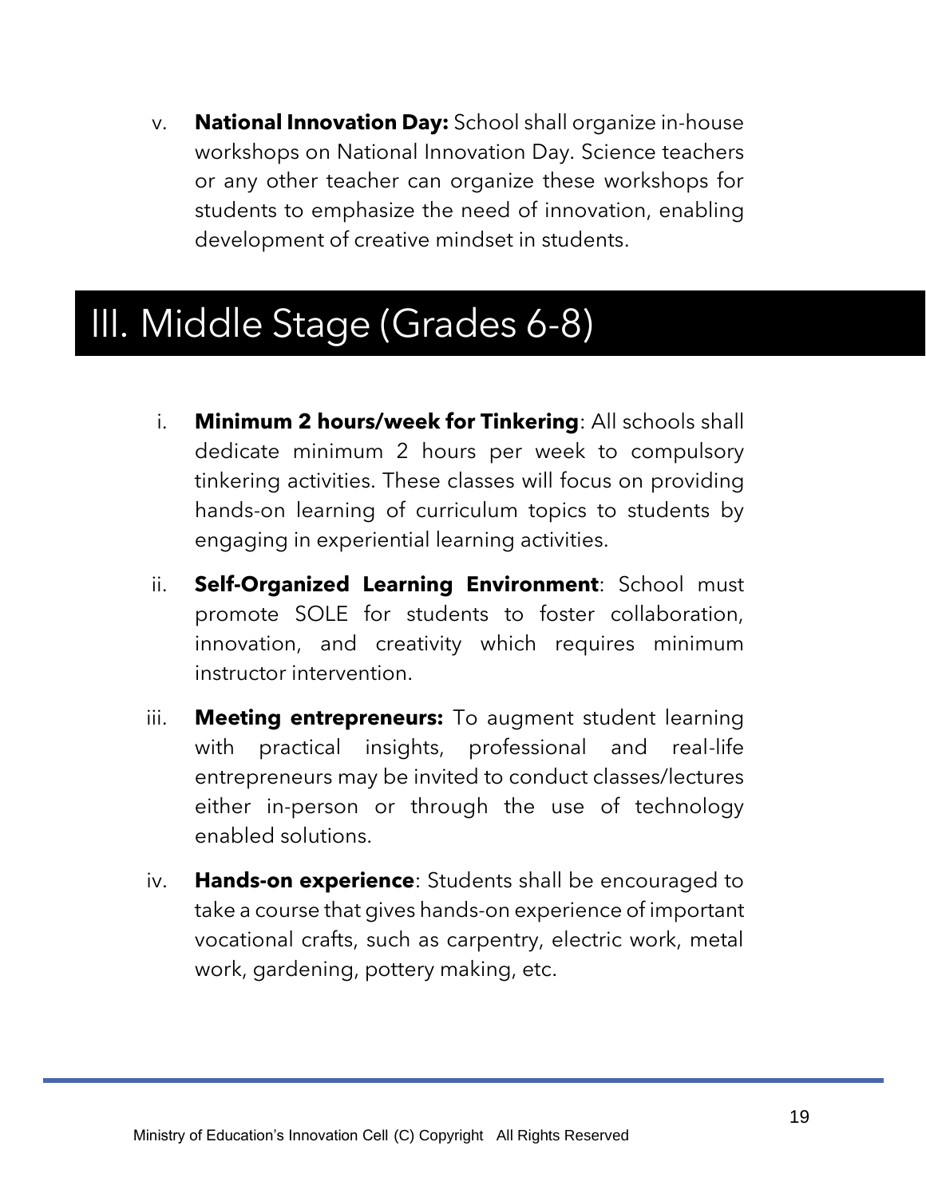v. **National Innovation Day:** School shall organize in-house workshops on National Innovation Day. Science teachers or any other teacher can organize these workshops for students to emphasize the need of innovation, enabling development of creative mindset in students.

# III. Middle Stage (Grades 6-8)

i. **Minimum 2 hours/week for Tinkering**: All schools shall dedicate minimum 2 hours per week to compulsory tinkering activities. These classes will focus on providing hands-on learning of curriculum topics to students by engaging in experiential learning activities.

ii. **Self-Organized Learning Environment**: School must promote SOLE for students to foster collaboration, innovation, and creativity which requires minimum instructor intervention.

iii. **Meeting entrepreneurs:** To augment student learning with practical insights, professional and real-life entrepreneurs may be invited to conduct classes/lectures either in-person or through the use of technology enabled solutions.

iv. **Hands-on experience**: Students shall be encouraged to take a course that gives hands-on experience of important vocational crafts, such as carpentry, electric work, metal work, gardening, pottery making, etc.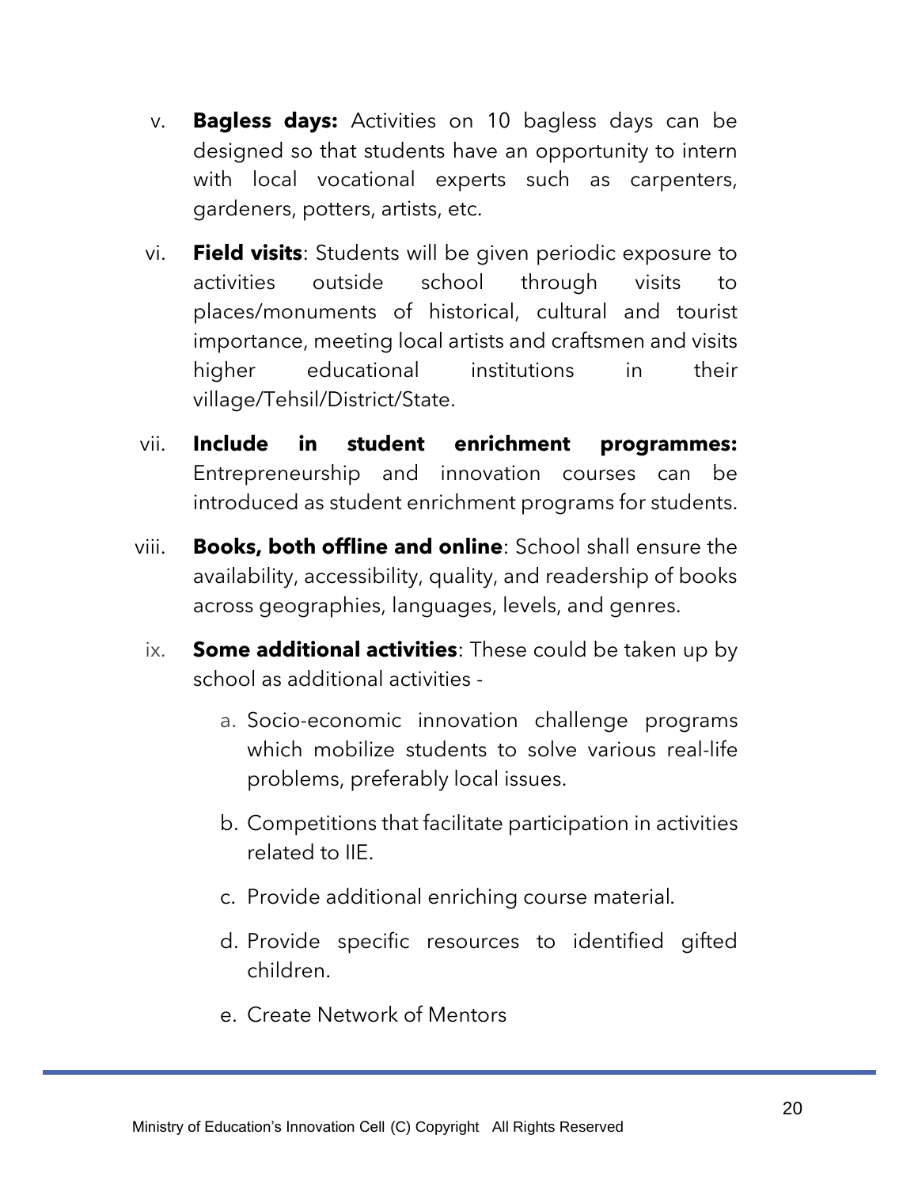v. **Bagless days:** Activities on 10 bagless days can be designed so that students have an opportunity to intern with local vocational experts such as carpenters, gardeners, potters, artists, etc.

vi. **Field visits**: Students will be given periodic exposure to activities outside school through visits to places/monuments of historical, cultural and tourist importance, meeting local artists and craftsmen and visits higher educational institutions in their village/Tehsil/District/State.

vii. **Include in student enrichment programmes:** Entrepreneurship and innovation courses can be introduced as student enrichment programs for students.

viii. **Books, both offline and online**: School shall ensure the availability, accessibility, quality, and readership of books across geographies, languages, levels, and genres.

ix. **Some additional activities**: These could be taken up by school as additional activities -

   a. Socio-economic innovation challenge programs which mobilize students to solve various real-life problems, preferably local issues.

   b. Competitions that facilitate participation in activities related to IIE.

   c. Provide additional enriching course material.

   d. Provide specific resources to identified gifted children.

   e. Create Network of Mentors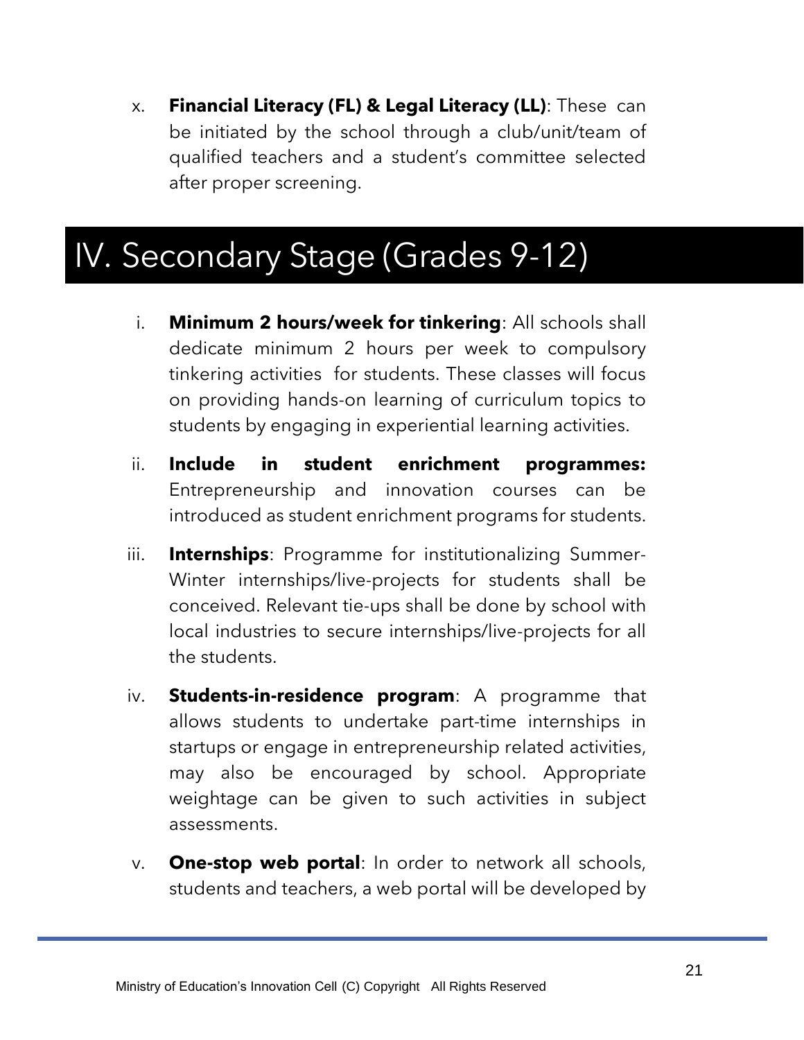x. **Financial Literacy (FL) & Legal Literacy (LL)**: These can be initiated by the school through a club/unit/team of qualified teachers and a student's committee selected after proper screening.

# IV. Secondary Stage (Grades 9-12)

i. **Minimum 2 hours/week for tinkering**: All schools shall dedicate minimum 2 hours per week to compulsory tinkering activities for students. These classes will focus on providing hands-on learning of curriculum topics to students by engaging in experiential learning activities.

ii. **Include in student enrichment programmes:** Entrepreneurship and innovation courses can be introduced as student enrichment programs for students.

iii. **Internships**: Programme for institutionalizing Summer-Winter internships/live-projects for students shall be conceived. Relevant tie-ups shall be done by school with local industries to secure internships/live-projects for all the students.

iv. **Students-in-residence program**: A programme that allows students to undertake part-time internships in startups or engage in entrepreneurship related activities, may also be encouraged by school. Appropriate weightage can be given to such activities in subject assessments.

v. **One-stop web portal**: In order to network all schools, students and teachers, a web portal will be developed by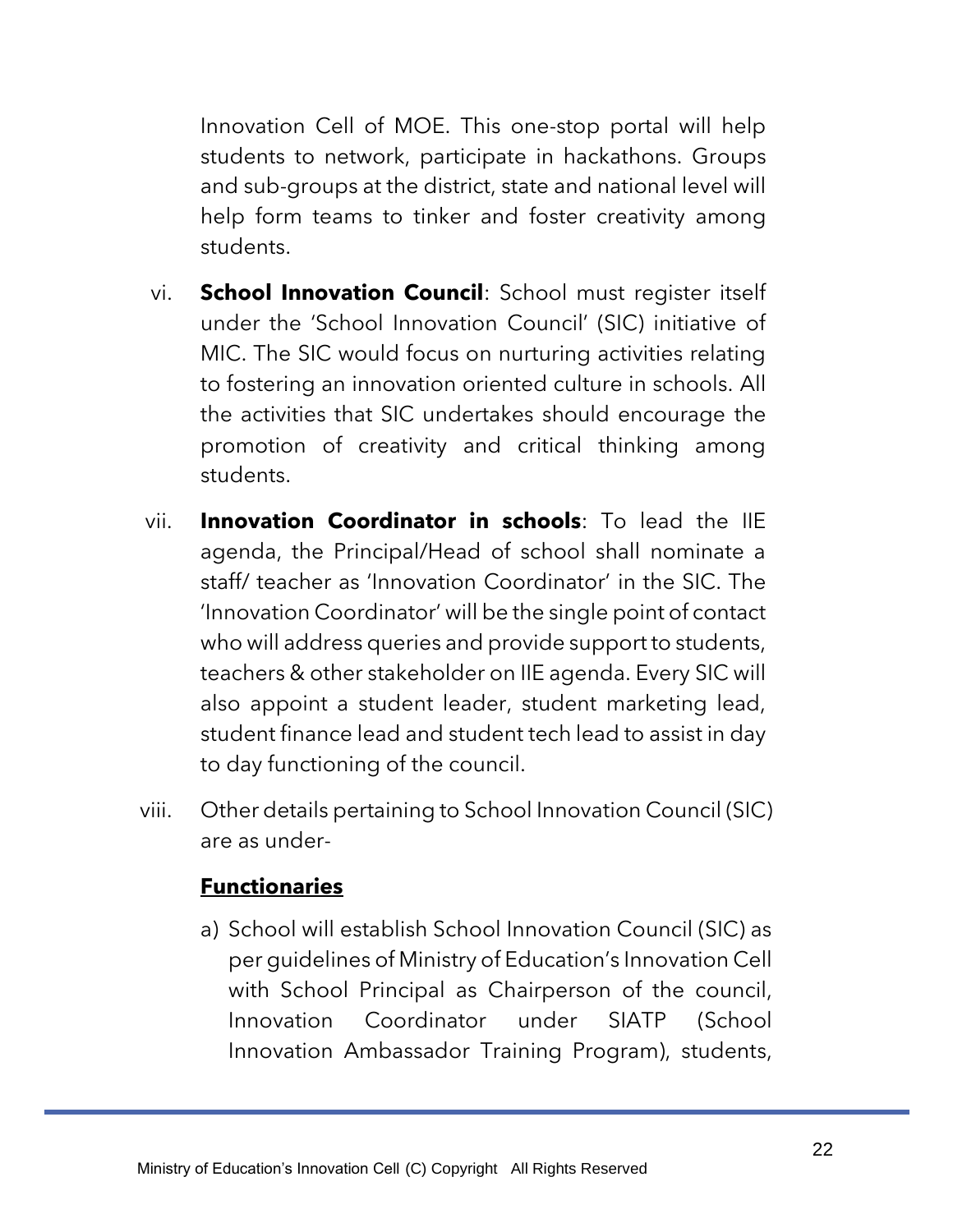Innovation Cell of MOE. This one-stop portal will help students to network, participate in hackathons. Groups and sub-groups at the district, state and national level will help form teams to tinker and foster creativity among students.

vi. **School Innovation Council**: School must register itself under the 'School Innovation Council' (SIC) initiative of MIC. The SIC would focus on nurturing activities relating to fostering an innovation oriented culture in schools. All the activities that SIC undertakes should encourage the promotion of creativity and critical thinking among students.

vii. **Innovation Coordinator in schools**: To lead the IIE agenda, the Principal/Head of school shall nominate a staff/ teacher as 'Innovation Coordinator' in the SIC. The 'Innovation Coordinator' will be the single point of contact who will address queries and provide support to students, teachers & other stakeholder on IIE agenda. Every SIC will also appoint a student leader, student marketing lead, student finance lead and student tech lead to assist in day to day functioning of the council.

viii. Other details pertaining to School Innovation Council (SIC) are as under-

**<u>Functionaries</u>**

a) School will establish School Innovation Council (SIC) as per guidelines of Ministry of Education's Innovation Cell with School Principal as Chairperson of the council, Innovation Coordinator under SIATP (School Innovation Ambassador Training Program), students,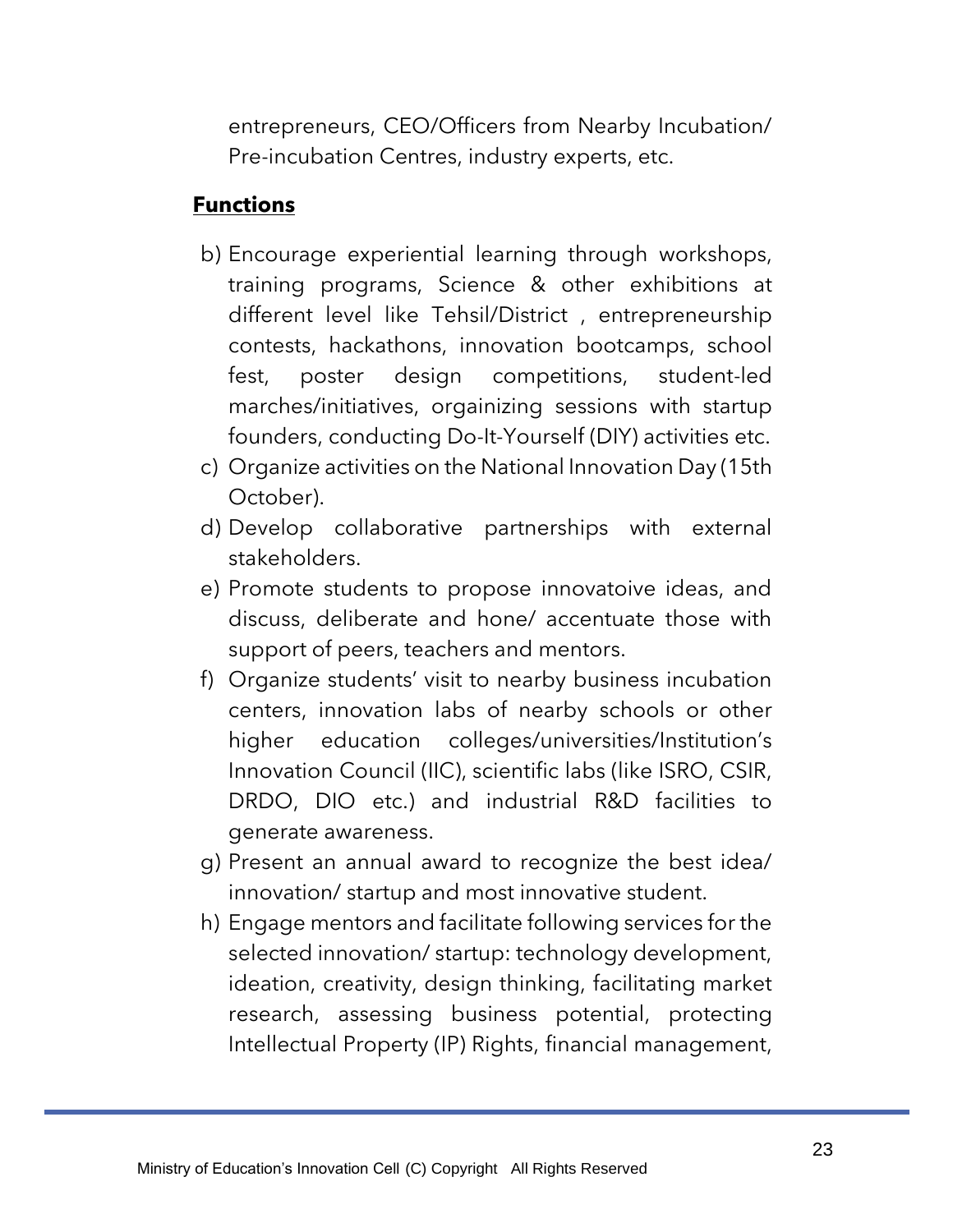entrepreneurs, CEO/Officers from Nearby Incubation/ Pre-incubation Centres, industry experts, etc.

**Functions**

b) Encourage experiential learning through workshops, training programs, Science & other exhibitions at different level like Tehsil/District , entrepreneurship contests, hackathons, innovation bootcamps, school fest, poster design competitions, student-led marches/initiatives, orgainizing sessions with startup founders, conducting Do-It-Yourself (DIY) activities etc.

c) Organize activities on the National Innovation Day (15th October).

d) Develop collaborative partnerships with external stakeholders.

e) Promote students to propose innovatoive ideas, and discuss, deliberate and hone/ accentuate those with support of peers, teachers and mentors.

f) Organize students' visit to nearby business incubation centers, innovation labs of nearby schools or other higher education colleges/universities/Institution's Innovation Council (IIC), scientific labs (like ISRO, CSIR, DRDO, DIO etc.) and industrial R&D facilities to generate awareness.

g) Present an annual award to recognize the best idea/ innovation/ startup and most innovative student.

h) Engage mentors and facilitate following services for the selected innovation/ startup: technology development, ideation, creativity, design thinking, facilitating market research, assessing business potential, protecting Intellectual Property (IP) Rights, financial management,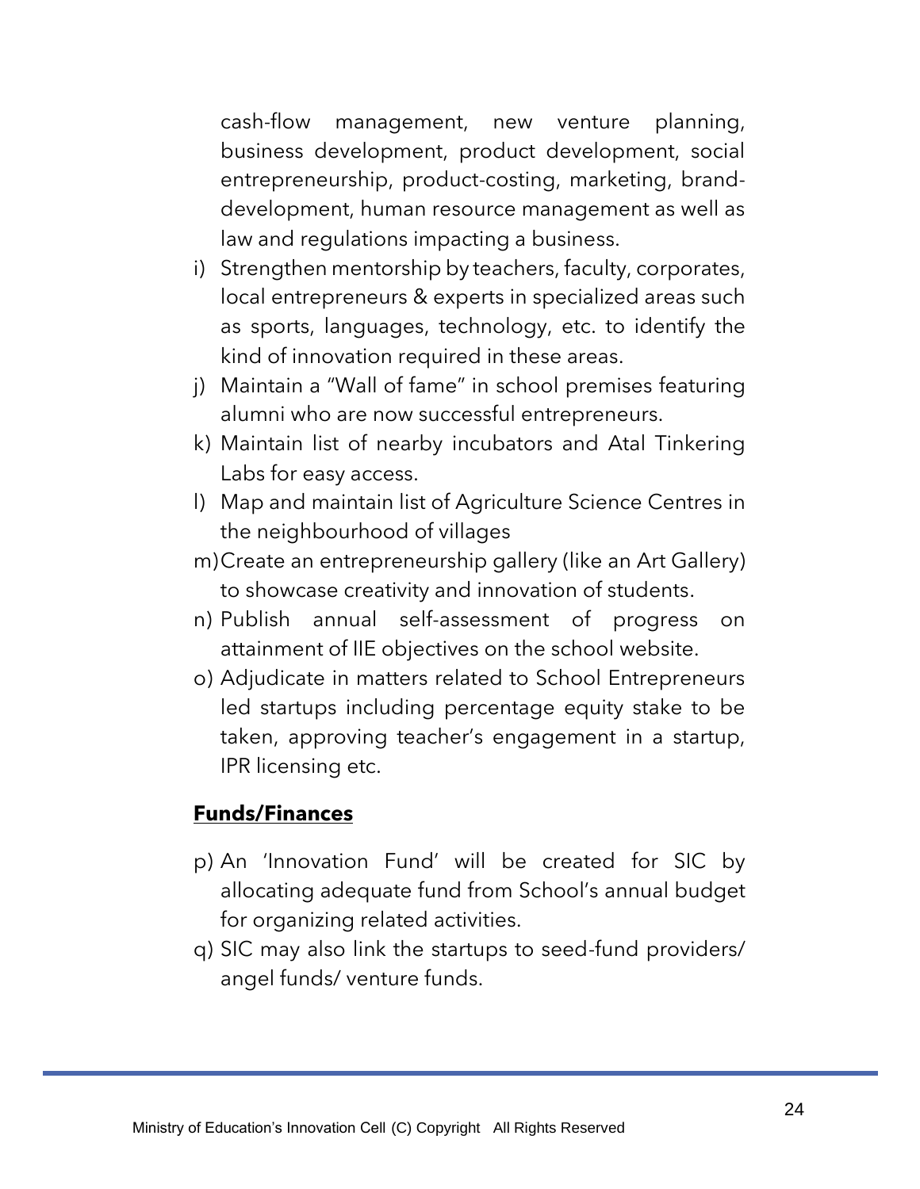cash-flow management, new venture planning, business development, product development, social entrepreneurship, product-costing, marketing, brand-development, human resource management as well as law and regulations impacting a business.

i) Strengthen mentorship by teachers, faculty, corporates, local entrepreneurs & experts in specialized areas such as sports, languages, technology, etc. to identify the kind of innovation required in these areas.
j) Maintain a "Wall of fame" in school premises featuring alumni who are now successful entrepreneurs.
k) Maintain list of nearby incubators and Atal Tinkering Labs for easy access.
l) Map and maintain list of Agriculture Science Centres in the neighbourhood of villages
m) Create an entrepreneurship gallery (like an Art Gallery) to showcase creativity and innovation of students.
n) Publish annual self-assessment of progress on attainment of IIE objectives on the school website.
o) Adjudicate in matters related to School Entrepreneurs led startups including percentage equity stake to be taken, approving teacher's engagement in a startup, IPR licensing etc.

**Funds/Finances**

p) An 'Innovation Fund' will be created for SIC by allocating adequate fund from School's annual budget for organizing related activities.
q) SIC may also link the startups to seed-fund providers/ angel funds/ venture funds.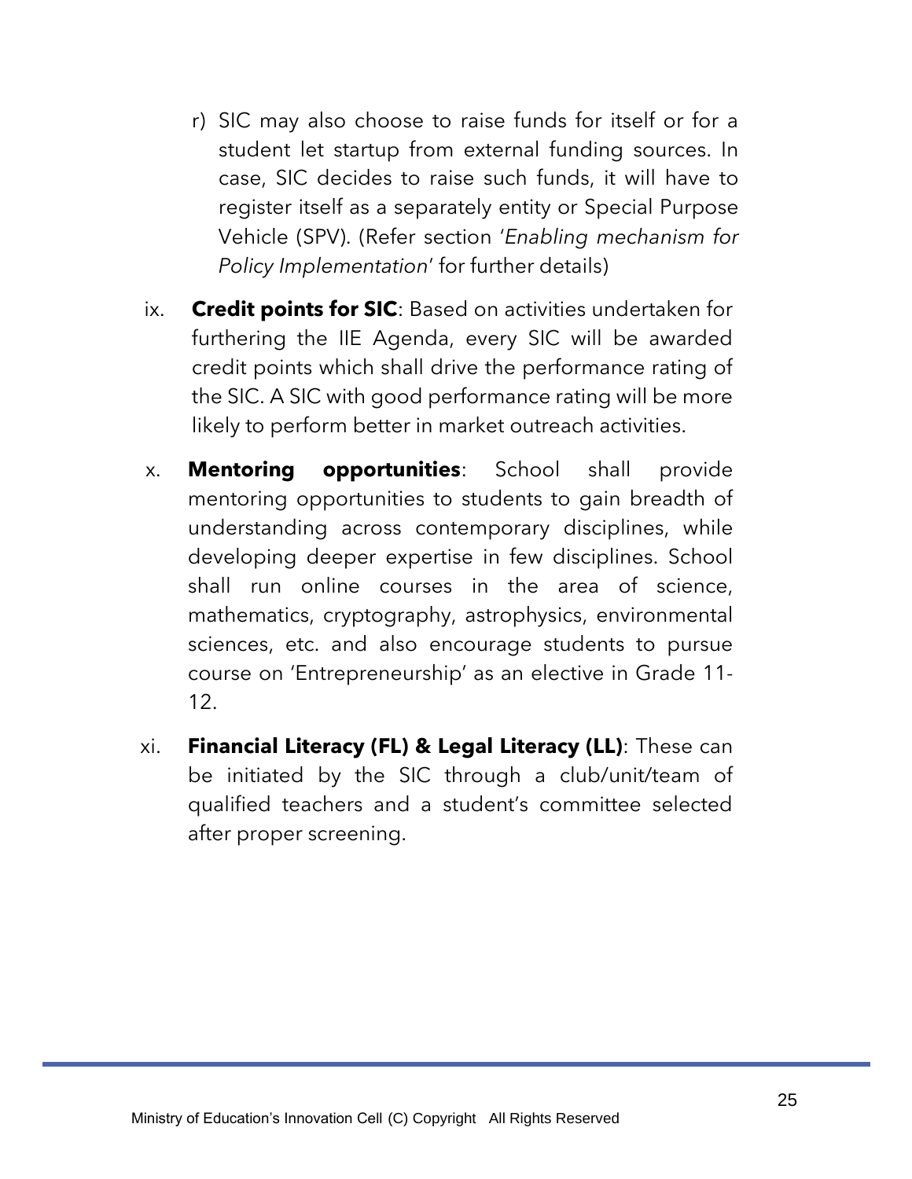r) SIC may also choose to raise funds for itself or for a student let startup from external funding sources. In case, SIC decides to raise such funds, it will have to register itself as a separately entity or Special Purpose Vehicle (SPV). (Refer section '*Enabling mechanism for Policy Implementation*' for further details)

ix. **Credit points for SIC**: Based on activities undertaken for furthering the IIE Agenda, every SIC will be awarded credit points which shall drive the performance rating of the SIC. A SIC with good performance rating will be more likely to perform better in market outreach activities.

x. **Mentoring opportunities**: School shall provide mentoring opportunities to students to gain breadth of understanding across contemporary disciplines, while developing deeper expertise in few disciplines. School shall run online courses in the area of science, mathematics, cryptography, astrophysics, environmental sciences, etc. and also encourage students to pursue course on 'Entrepreneurship' as an elective in Grade 11-12.

xi. **Financial Literacy (FL) & Legal Literacy (LL)**: These can be initiated by the SIC through a club/unit/team of qualified teachers and a student's committee selected after proper screening.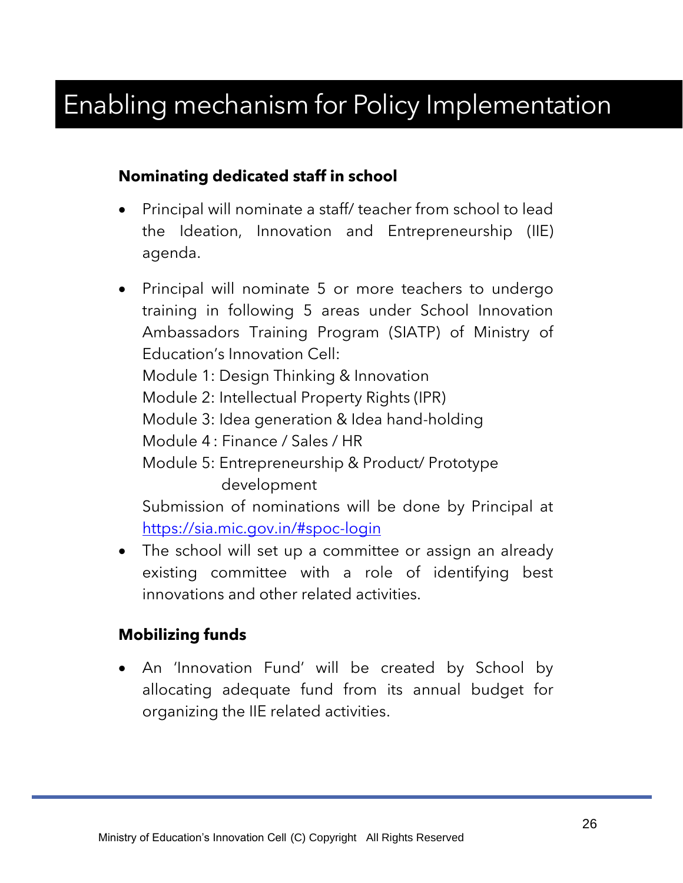# Enabling mechanism for Policy Implementation

### Nominating dedicated staff in school

- Principal will nominate a staff/ teacher from school to lead the Ideation, Innovation and Entrepreneurship (IIE) agenda.

- Principal will nominate 5 or more teachers to undergo training in following 5 areas under School Innovation Ambassadors Training Program (SIATP) of Ministry of Education's Innovation Cell:
  Module 1: Design Thinking & Innovation
  Module 2: Intellectual Property Rights (IPR)
  Module 3: Idea generation & Idea hand-holding
  Module 4 : Finance / Sales / HR
  Module 5: Entrepreneurship & Product/ Prototype development
  Submission of nominations will be done by Principal at https://sia.mic.gov.in/#spoc-login
- The school will set up a committee or assign an already existing committee with a role of identifying best innovations and other related activities.

### Mobilizing funds

- An 'Innovation Fund' will be created by School by allocating adequate fund from its annual budget for organizing the IIE related activities.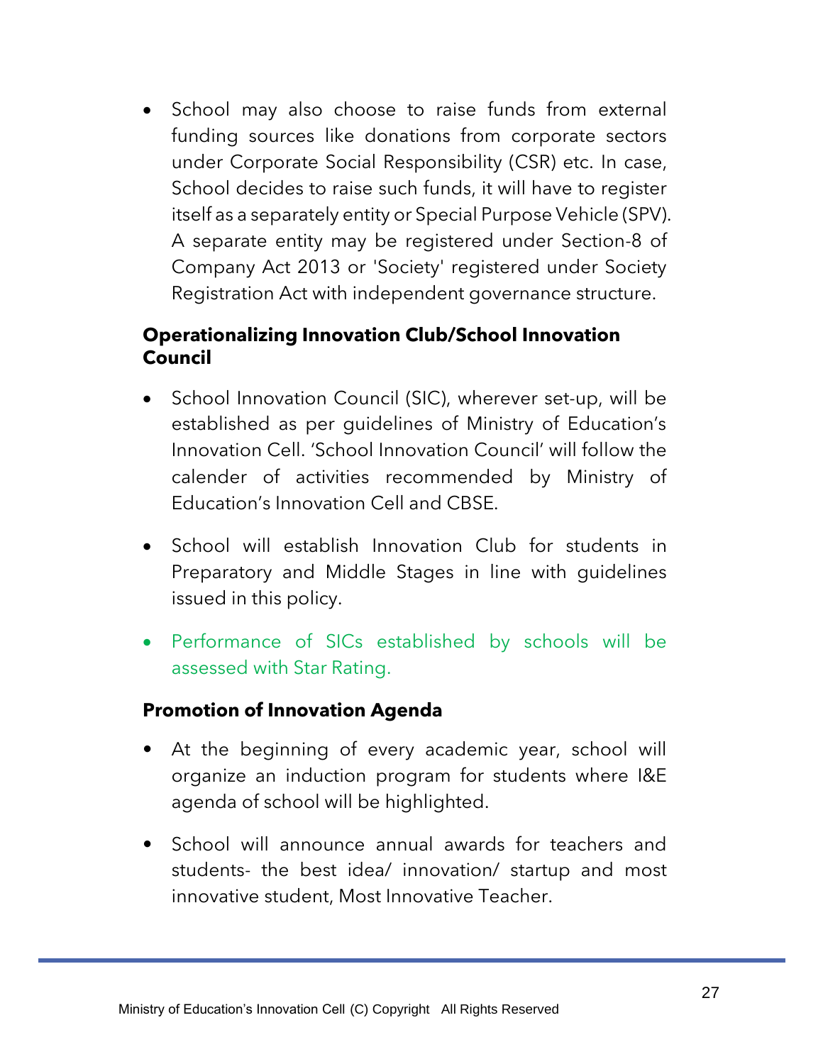- School may also choose to raise funds from external funding sources like donations from corporate sectors under Corporate Social Responsibility (CSR) etc. In case, School decides to raise such funds, it will have to register itself as a separately entity or Special Purpose Vehicle (SPV). A separate entity may be registered under Section-8 of Company Act 2013 or 'Society' registered under Society Registration Act with independent governance structure.

**Operationalizing Innovation Club/School Innovation Council**

- School Innovation Council (SIC), wherever set-up, will be established as per guidelines of Ministry of Education's Innovation Cell. 'School Innovation Council' will follow the calender of activities recommended by Ministry of Education's Innovation Cell and CBSE.
- School will establish Innovation Club for students in Preparatory and Middle Stages in line with guidelines issued in this policy.
- Performance of SICs established by schools will be assessed with Star Rating.

**Promotion of Innovation Agenda**

- At the beginning of every academic year, school will organize an induction program for students where I&E agenda of school will be highlighted.
- School will announce annual awards for teachers and students- the best idea/ innovation/ startup and most innovative student, Most Innovative Teacher.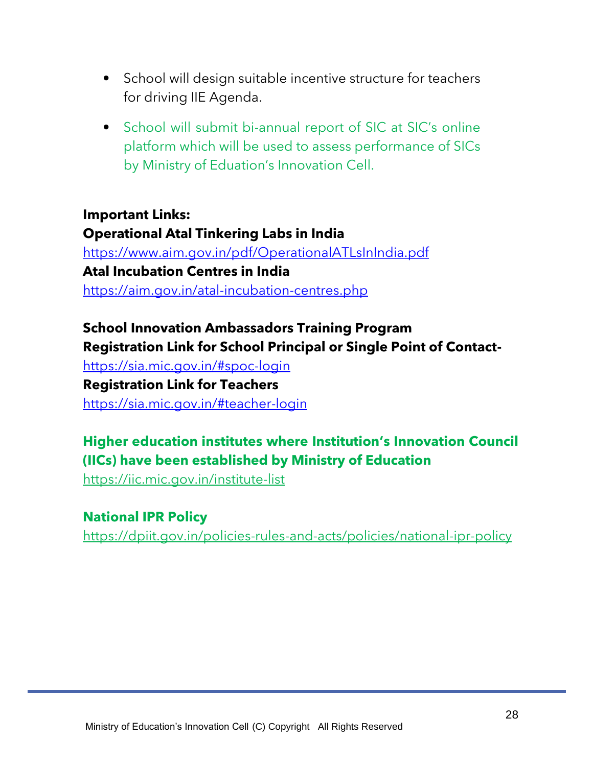- School will design suitable incentive structure for teachers for driving IIE Agenda.
- School will submit bi-annual report of SIC at SIC's online platform which will be used to assess performance of SICs by Ministry of Eduation's Innovation Cell.

**Important Links:**
**Operational Atal Tinkering Labs in India**
https://www.aim.gov.in/pdf/OperationalATLsInIndia.pdf
**Atal Incubation Centres in India**
https://aim.gov.in/atal-incubation-centres.php

**School Innovation Ambassadors Training Program**
**Registration Link for School Principal or Single Point of Contact-**
https://sia.mic.gov.in/#spoc-login
**Registration Link for Teachers**
https://sia.mic.gov.in/#teacher-login

**Higher education institutes where Institution's Innovation Council (IICs) have been established by Ministry of Education**
https://iic.mic.gov.in/institute-list

**National IPR Policy**
https://dpiit.gov.in/policies-rules-and-acts/policies/national-ipr-policy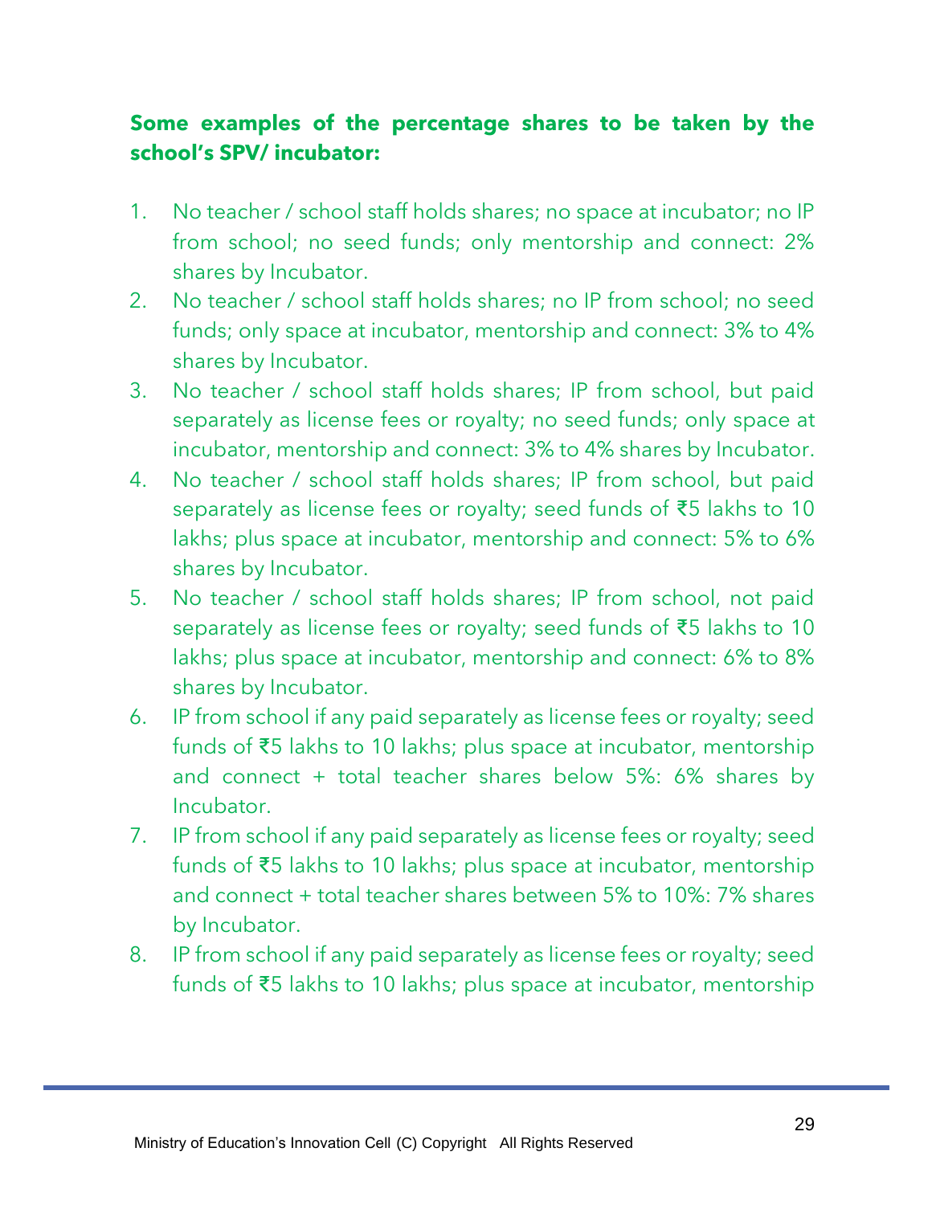**Some examples of the percentage shares to be taken by the school's SPV/ incubator:**

1. No teacher / school staff holds shares; no space at incubator; no IP from school; no seed funds; only mentorship and connect: 2% shares by Incubator.
2. No teacher / school staff holds shares; no IP from school; no seed funds; only space at incubator, mentorship and connect: 3% to 4% shares by Incubator.
3. No teacher / school staff holds shares; IP from school, but paid separately as license fees or royalty; no seed funds; only space at incubator, mentorship and connect: 3% to 4% shares by Incubator.
4. No teacher / school staff holds shares; IP from school, but paid separately as license fees or royalty; seed funds of ₹5 lakhs to 10 lakhs; plus space at incubator, mentorship and connect: 5% to 6% shares by Incubator.
5. No teacher / school staff holds shares; IP from school, not paid separately as license fees or royalty; seed funds of ₹5 lakhs to 10 lakhs; plus space at incubator, mentorship and connect: 6% to 8% shares by Incubator.
6. IP from school if any paid separately as license fees or royalty; seed funds of ₹5 lakhs to 10 lakhs; plus space at incubator, mentorship and connect + total teacher shares below 5%: 6% shares by Incubator.
7. IP from school if any paid separately as license fees or royalty; seed funds of ₹5 lakhs to 10 lakhs; plus space at incubator, mentorship and connect + total teacher shares between 5% to 10%: 7% shares by Incubator.
8. IP from school if any paid separately as license fees or royalty; seed funds of ₹5 lakhs to 10 lakhs; plus space at incubator, mentorship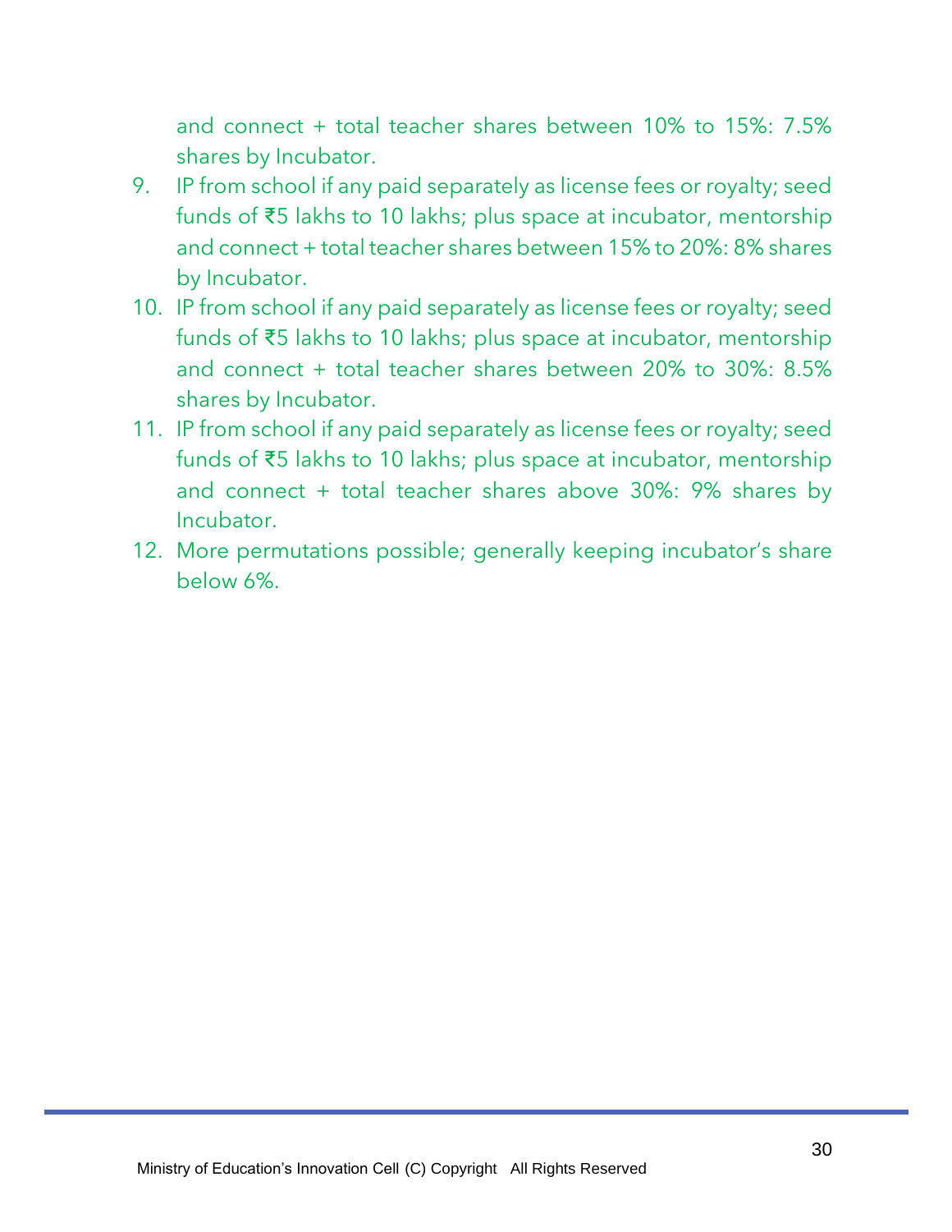and connect + total teacher shares between 10% to 15%: 7.5% shares by Incubator.

9. IP from school if any paid separately as license fees or royalty; seed funds of ₹5 lakhs to 10 lakhs; plus space at incubator, mentorship and connect + total teacher shares between 15% to 20%: 8% shares by Incubator.
10. IP from school if any paid separately as license fees or royalty; seed funds of ₹5 lakhs to 10 lakhs; plus space at incubator, mentorship and connect + total teacher shares between 20% to 30%: 8.5% shares by Incubator.
11. IP from school if any paid separately as license fees or royalty; seed funds of ₹5 lakhs to 10 lakhs; plus space at incubator, mentorship and connect + total teacher shares above 30%: 9% shares by Incubator.
12. More permutations possible; generally keeping incubator's share below 6%.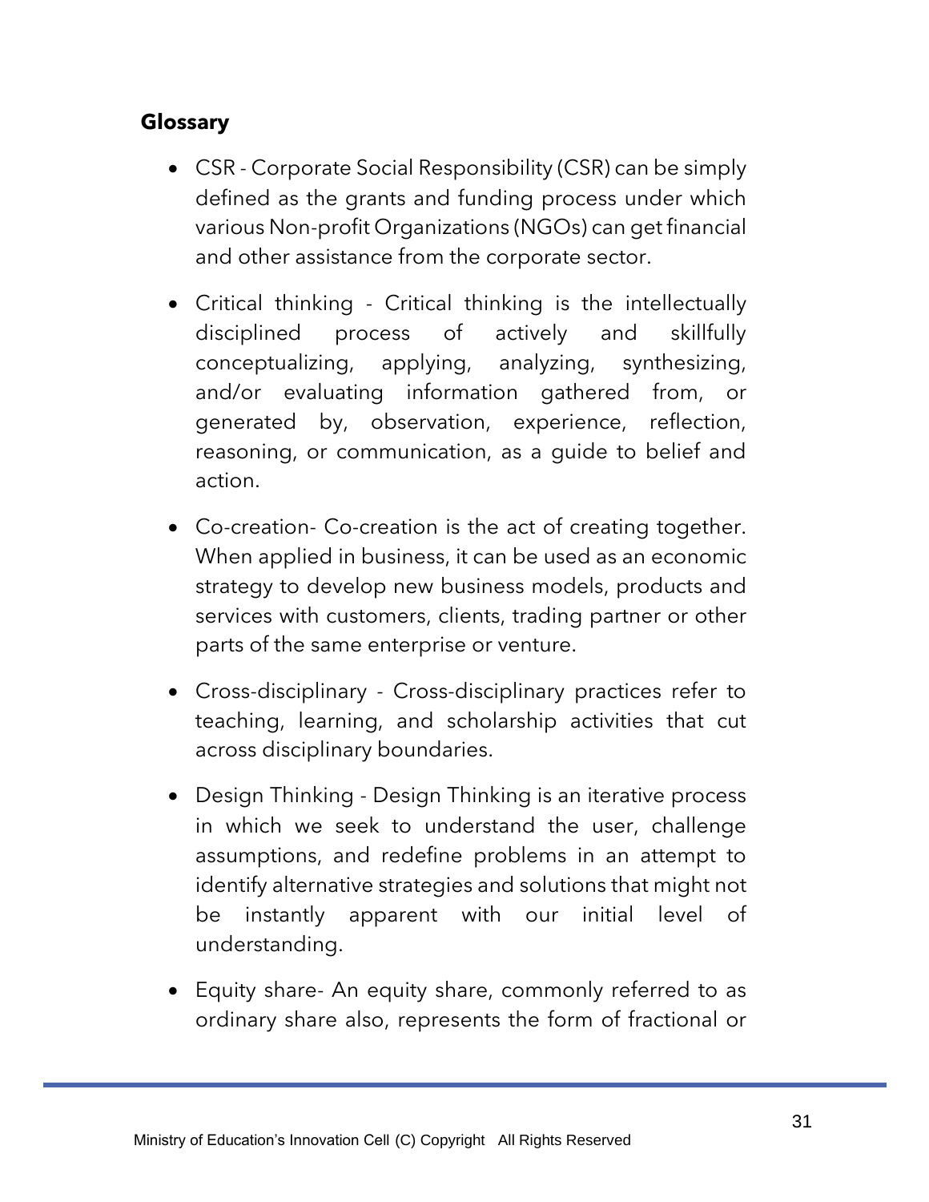## Glossary

- CSR - Corporate Social Responsibility (CSR) can be simply defined as the grants and funding process under which various Non-profit Organizations (NGOs) can get financial and other assistance from the corporate sector.
- Critical thinking - Critical thinking is the intellectually disciplined process of actively and skillfully conceptualizing, applying, analyzing, synthesizing, and/or evaluating information gathered from, or generated by, observation, experience, reflection, reasoning, or communication, as a guide to belief and action.
- Co-creation- Co-creation is the act of creating together. When applied in business, it can be used as an economic strategy to develop new business models, products and services with customers, clients, trading partner or other parts of the same enterprise or venture.
- Cross-disciplinary - Cross-disciplinary practices refer to teaching, learning, and scholarship activities that cut across disciplinary boundaries.
- Design Thinking - Design Thinking is an iterative process in which we seek to understand the user, challenge assumptions, and redefine problems in an attempt to identify alternative strategies and solutions that might not be instantly apparent with our initial level of understanding.
- Equity share- An equity share, commonly referred to as ordinary share also, represents the form of fractional or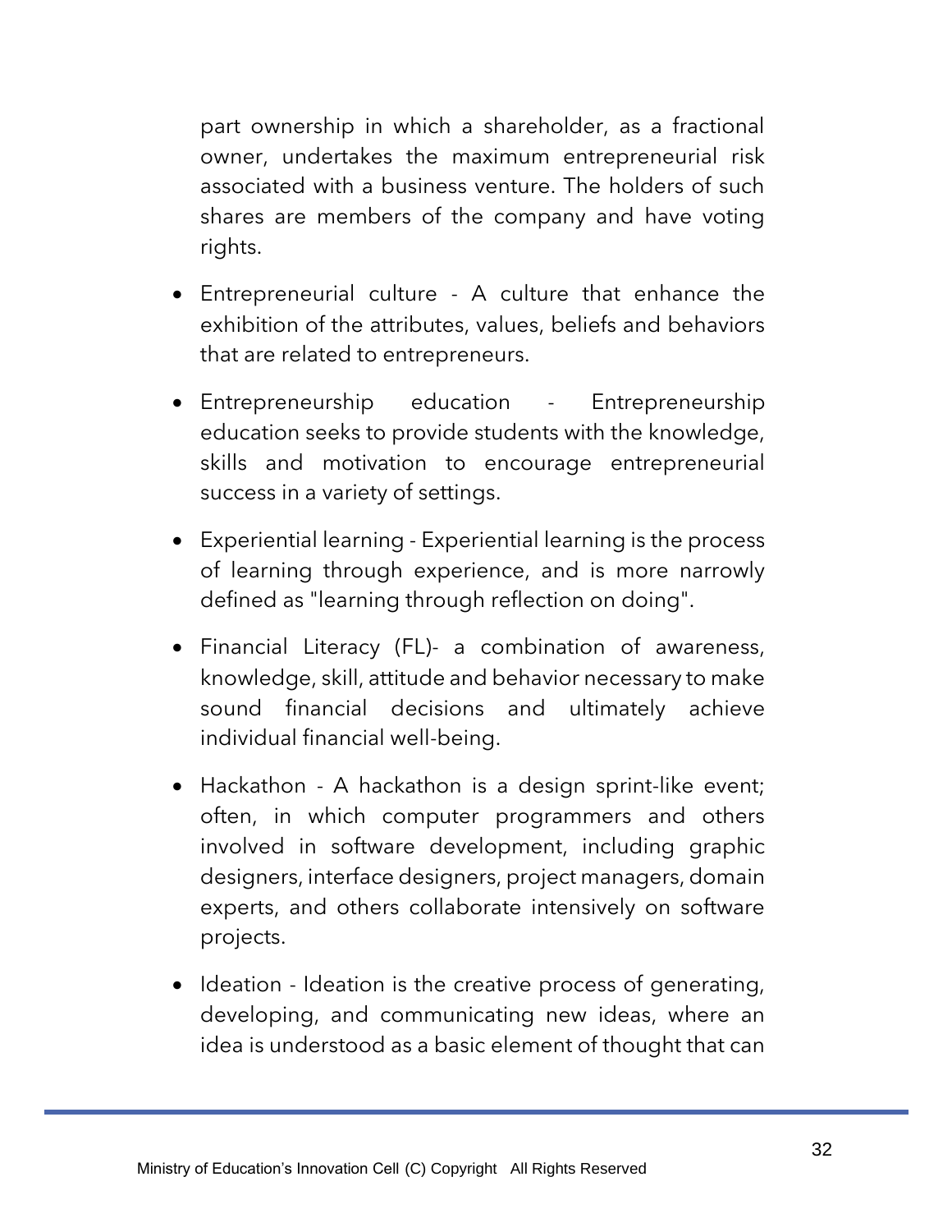part ownership in which a shareholder, as a fractional owner, undertakes the maximum entrepreneurial risk associated with a business venture. The holders of such shares are members of the company and have voting rights.

- Entrepreneurial culture - A culture that enhance the exhibition of the attributes, values, beliefs and behaviors that are related to entrepreneurs.
- Entrepreneurship education - Entrepreneurship education seeks to provide students with the knowledge, skills and motivation to encourage entrepreneurial success in a variety of settings.
- Experiential learning - Experiential learning is the process of learning through experience, and is more narrowly defined as "learning through reflection on doing".
- Financial Literacy (FL)- a combination of awareness, knowledge, skill, attitude and behavior necessary to make sound financial decisions and ultimately achieve individual financial well-being.
- Hackathon - A hackathon is a design sprint-like event; often, in which computer programmers and others involved in software development, including graphic designers, interface designers, project managers, domain experts, and others collaborate intensively on software projects.
- Ideation - Ideation is the creative process of generating, developing, and communicating new ideas, where an idea is understood as a basic element of thought that can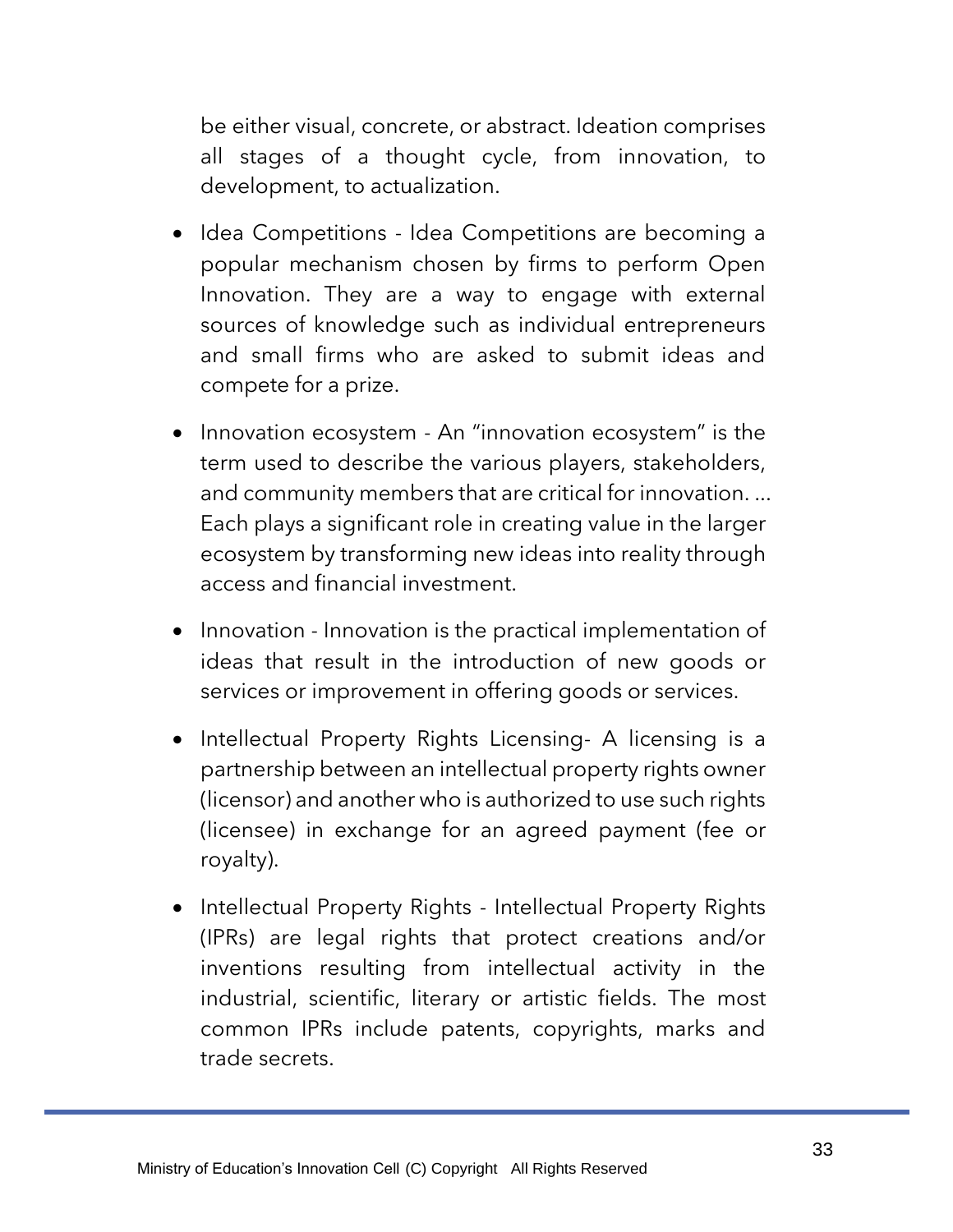be either visual, concrete, or abstract. Ideation comprises all stages of a thought cycle, from innovation, to development, to actualization.

- Idea Competitions - Idea Competitions are becoming a popular mechanism chosen by firms to perform Open Innovation. They are a way to engage with external sources of knowledge such as individual entrepreneurs and small firms who are asked to submit ideas and compete for a prize.

- Innovation ecosystem - An "innovation ecosystem" is the term used to describe the various players, stakeholders, and community members that are critical for innovation. ... Each plays a significant role in creating value in the larger ecosystem by transforming new ideas into reality through access and financial investment.

- Innovation - Innovation is the practical implementation of ideas that result in the introduction of new goods or services or improvement in offering goods or services.

- Intellectual Property Rights Licensing- A licensing is a partnership between an intellectual property rights owner (licensor) and another who is authorized to use such rights (licensee) in exchange for an agreed payment (fee or royalty).

- Intellectual Property Rights - Intellectual Property Rights (IPRs) are legal rights that protect creations and/or inventions resulting from intellectual activity in the industrial, scientific, literary or artistic fields. The most common IPRs include patents, copyrights, marks and trade secrets.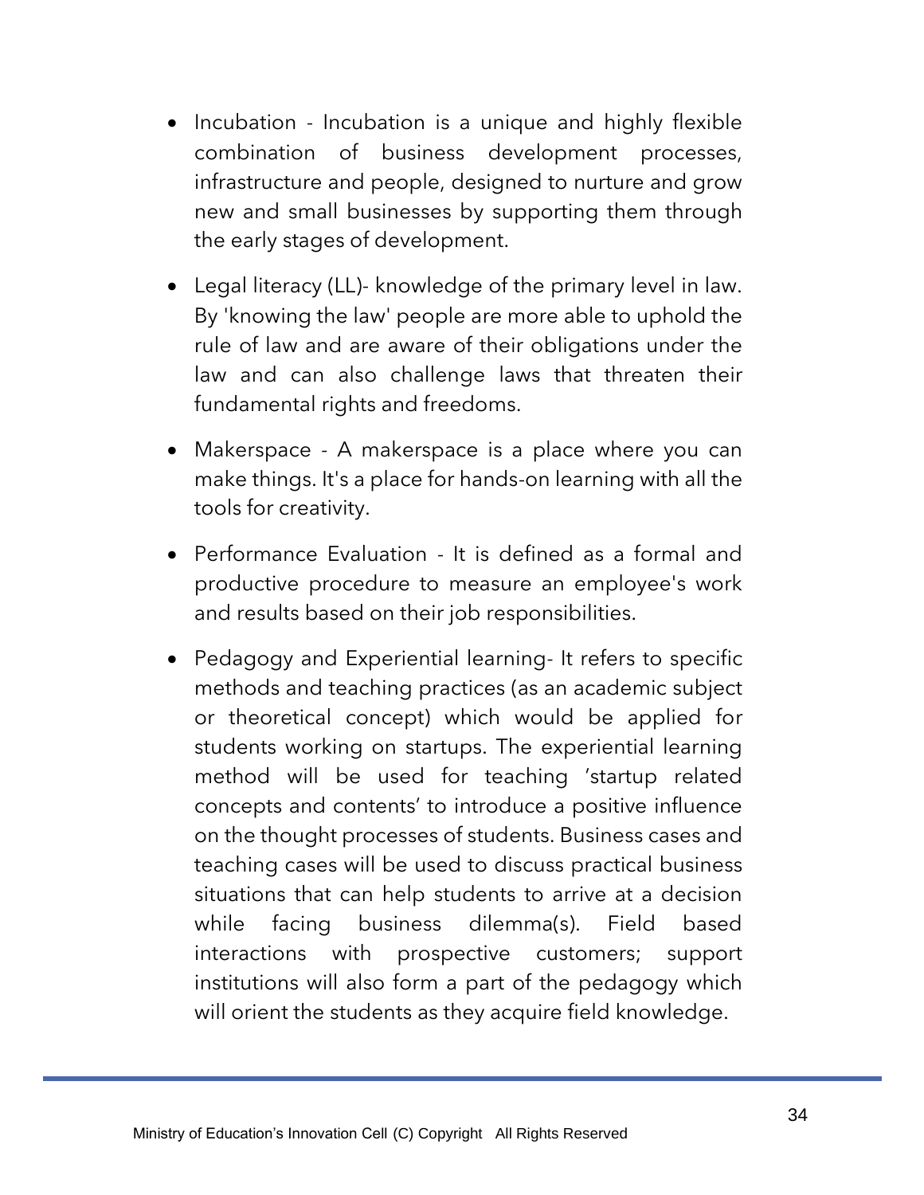- Incubation - Incubation is a unique and highly flexible combination of business development processes, infrastructure and people, designed to nurture and grow new and small businesses by supporting them through the early stages of development.
- Legal literacy (LL)- knowledge of the primary level in law. By 'knowing the law' people are more able to uphold the rule of law and are aware of their obligations under the law and can also challenge laws that threaten their fundamental rights and freedoms.
- Makerspace - A makerspace is a place where you can make things. It's a place for hands-on learning with all the tools for creativity.
- Performance Evaluation - It is defined as a formal and productive procedure to measure an employee's work and results based on their job responsibilities.
- Pedagogy and Experiential learning- It refers to specific methods and teaching practices (as an academic subject or theoretical concept) which would be applied for students working on startups. The experiential learning method will be used for teaching 'startup related concepts and contents' to introduce a positive influence on the thought processes of students. Business cases and teaching cases will be used to discuss practical business situations that can help students to arrive at a decision while facing business dilemma(s). Field based interactions with prospective customers; support institutions will also form a part of the pedagogy which will orient the students as they acquire field knowledge.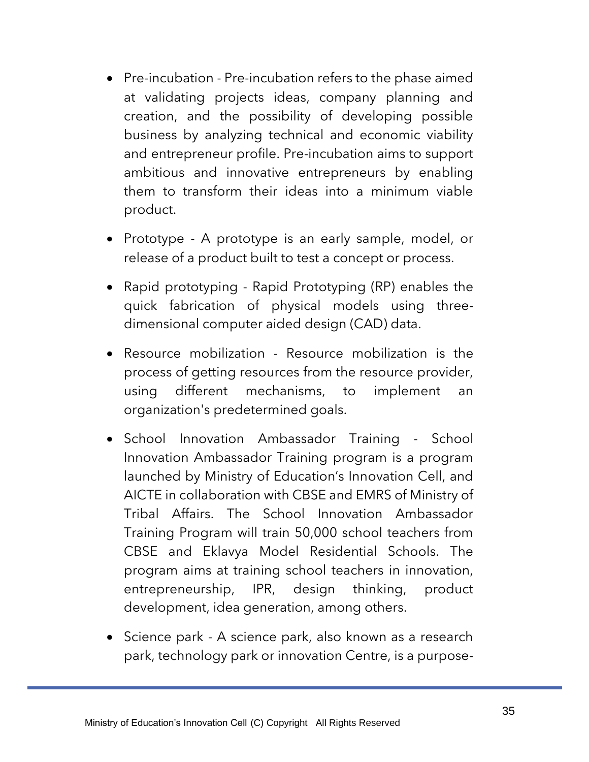- Pre-incubation - Pre-incubation refers to the phase aimed at validating projects ideas, company planning and creation, and the possibility of developing possible business by analyzing technical and economic viability and entrepreneur profile. Pre-incubation aims to support ambitious and innovative entrepreneurs by enabling them to transform their ideas into a minimum viable product.

- Prototype - A prototype is an early sample, model, or release of a product built to test a concept or process.

- Rapid prototyping - Rapid Prototyping (RP) enables the quick fabrication of physical models using three-dimensional computer aided design (CAD) data.

- Resource mobilization - Resource mobilization is the process of getting resources from the resource provider, using different mechanisms, to implement an organization's predetermined goals.

- School Innovation Ambassador Training - School Innovation Ambassador Training program is a program launched by Ministry of Education's Innovation Cell, and AICTE in collaboration with CBSE and EMRS of Ministry of Tribal Affairs. The School Innovation Ambassador Training Program will train 50,000 school teachers from CBSE and Eklavya Model Residential Schools. The program aims at training school teachers in innovation, entrepreneurship, IPR, design thinking, product development, idea generation, among others.

- Science park - A science park, also known as a research park, technology park or innovation Centre, is a purpose-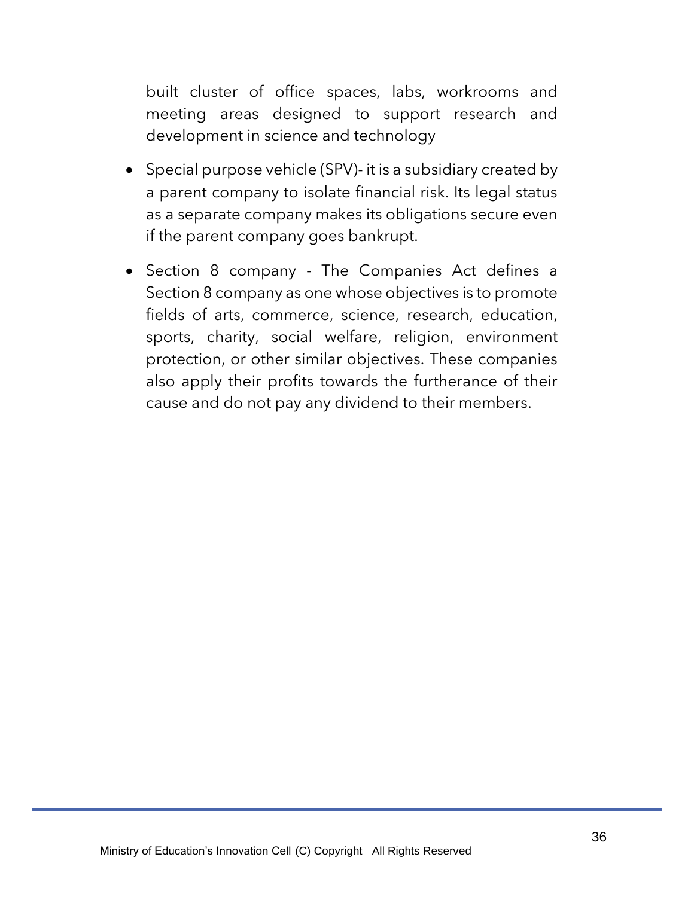built cluster of office spaces, labs, workrooms and meeting areas designed to support research and development in science and technology

- Special purpose vehicle (SPV)- it is a subsidiary created by a parent company to isolate financial risk. Its legal status as a separate company makes its obligations secure even if the parent company goes bankrupt.
- Section 8 company - The Companies Act defines a Section 8 company as one whose objectives is to promote fields of arts, commerce, science, research, education, sports, charity, social welfare, religion, environment protection, or other similar objectives. These companies also apply their profits towards the furtherance of their cause and do not pay any dividend to their members.